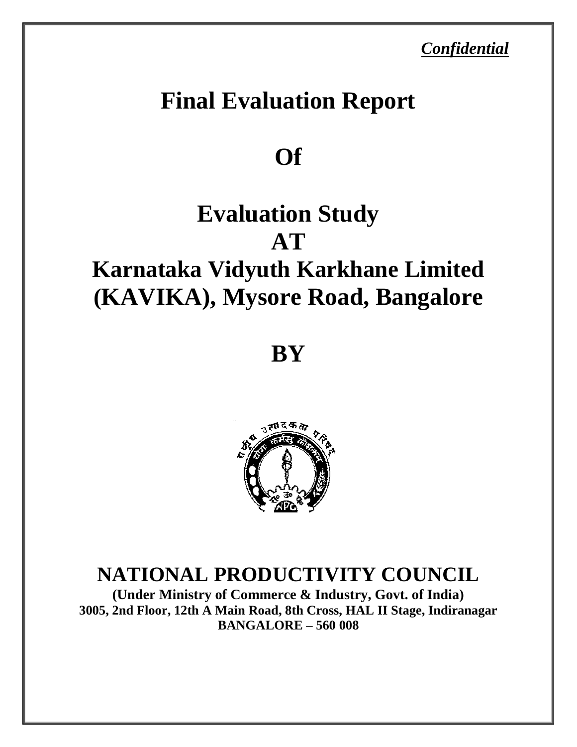*Confidential*

# Final Evaluation Report

# Of

# Evaluation Study
# AT
# Karnataka Vidyuth Karkhane Limited (KAVIKA), Mysore Road, Bangalore

# BY

## NATIONAL PRODUCTIVITY COUNCIL

**(Under Ministry of Commerce & Industry, Govt. of India)**
**3005, 2nd Floor, 12th A Main Road, 8th Cross, HAL II Stage, Indiranagar**
**BANGALORE – 560 008**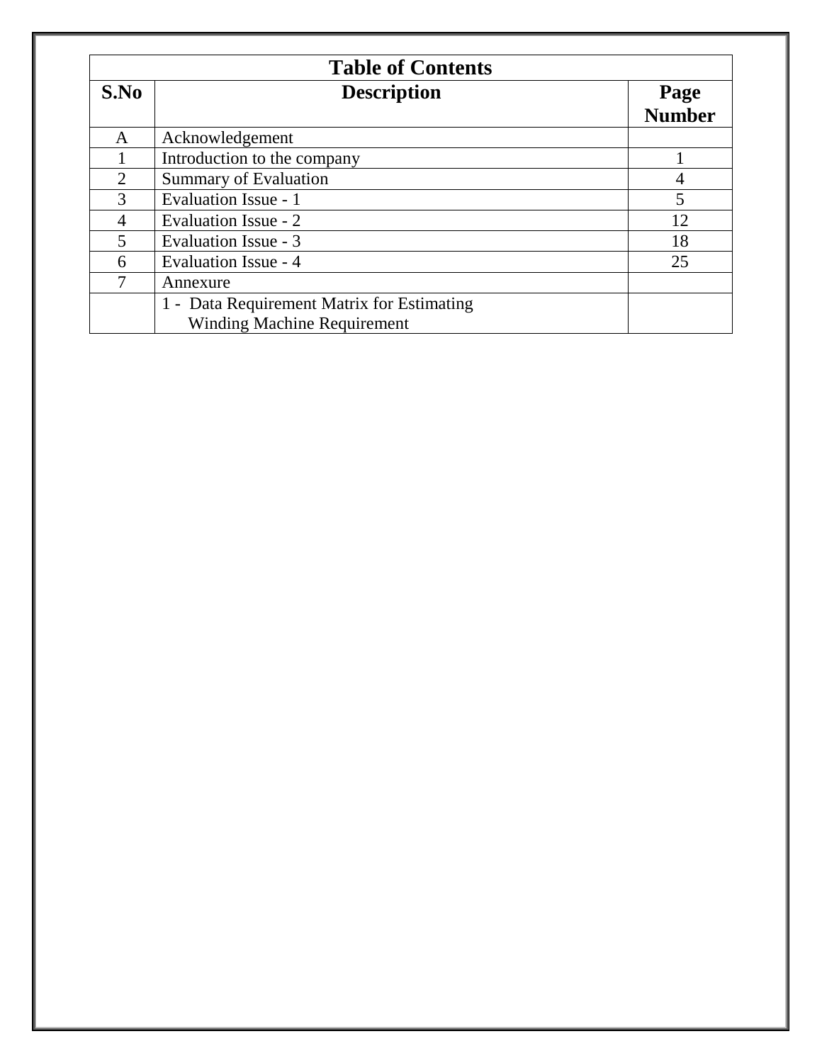| Table of Contents | | |
|---|---|---|
| **S.No** | **Description** | **Page Number** |
| A | Acknowledgement | |
| 1 | Introduction to the company | 1 |
| 2 | Summary of Evaluation | 4 |
| 3 | Evaluation Issue - 1 | 5 |
| 4 | Evaluation Issue - 2 | 12 |
| 5 | Evaluation Issue - 3 | 18 |
| 6 | Evaluation Issue - 4 | 25 |
| 7 | Annexure | |
| | 1 - Data Requirement Matrix for Estimating Winding Machine Requirement | |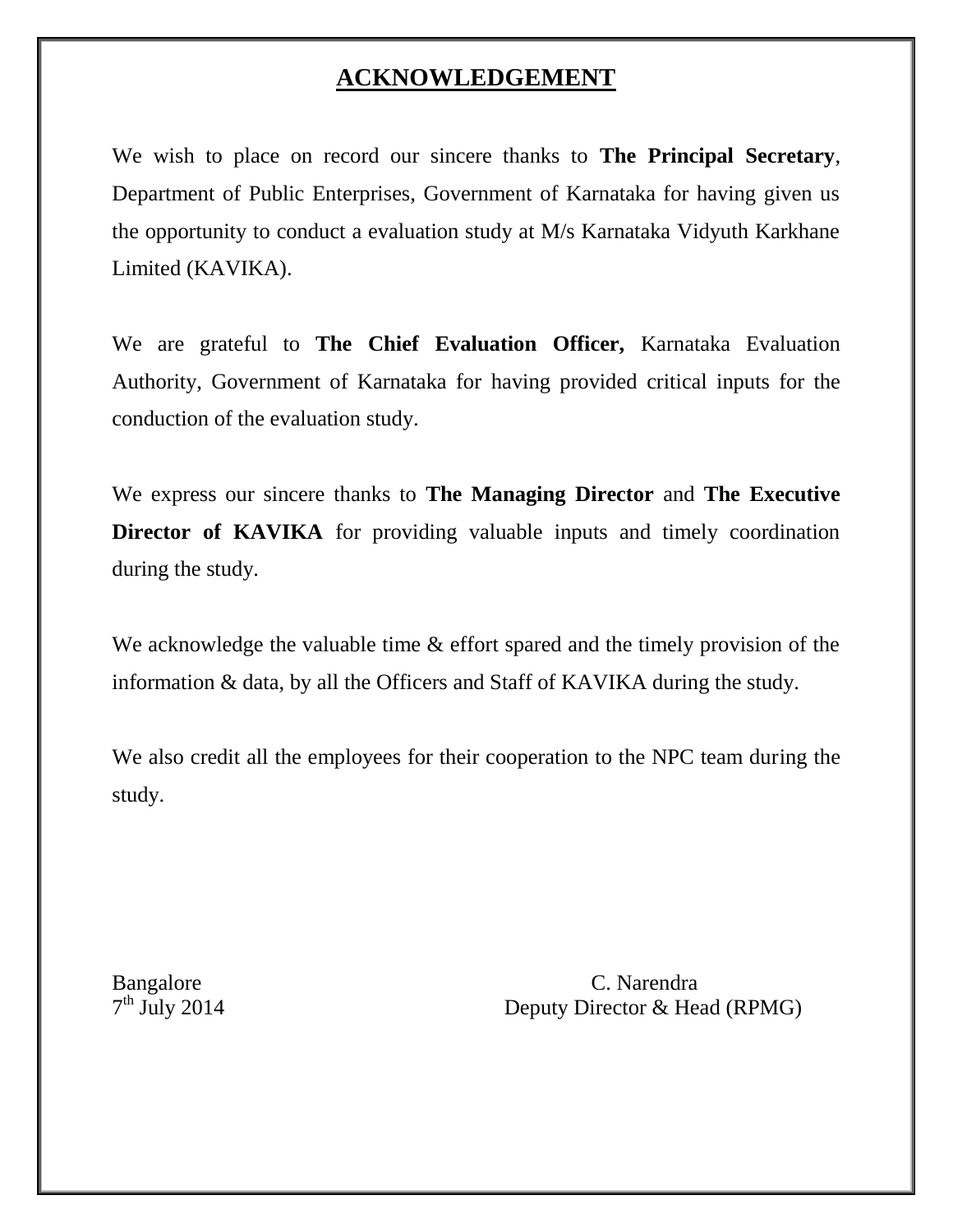# ACKNOWLEDGEMENT

We wish to place on record our sincere thanks to **The Principal Secretary**, Department of Public Enterprises, Government of Karnataka for having given us the opportunity to conduct a evaluation study at M/s Karnataka Vidyuth Karkhane Limited (KAVIKA).

We are grateful to **The Chief Evaluation Officer,** Karnataka Evaluation Authority, Government of Karnataka for having provided critical inputs for the conduction of the evaluation study.

We express our sincere thanks to **The Managing Director** and **The Executive Director of KAVIKA** for providing valuable inputs and timely coordination during the study.

We acknowledge the valuable time & effort spared and the timely provision of the information & data, by all the Officers and Staff of KAVIKA during the study.

We also credit all the employees for their cooperation to the NPC team during the study.

Bangalore
7th July 2014

C. Narendra
Deputy Director & Head (RPMG)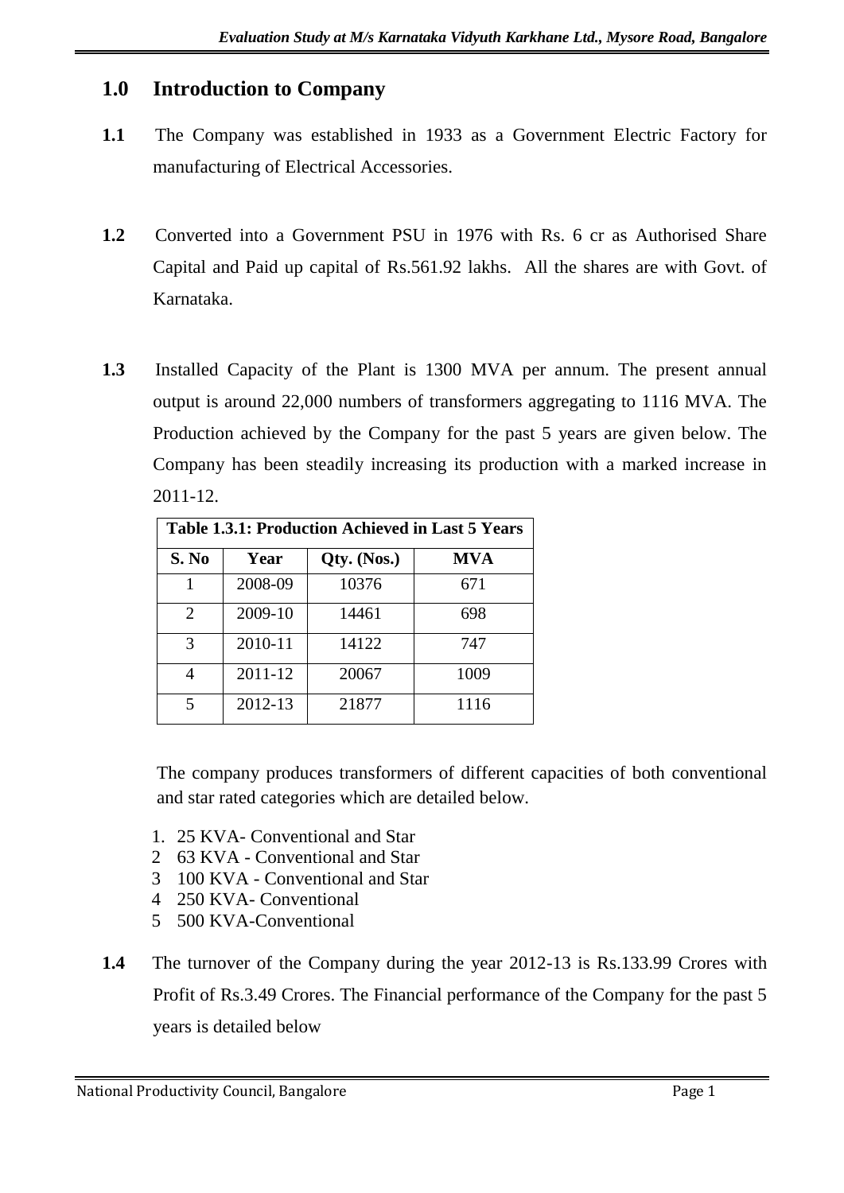## 1.0 Introduction to Company

**1.1** The Company was established in 1933 as a Government Electric Factory for manufacturing of Electrical Accessories.

**1.2** Converted into a Government PSU in 1976 with Rs. 6 cr as Authorised Share Capital and Paid up capital of Rs.561.92 lakhs. All the shares are with Govt. of Karnataka.

**1.3** Installed Capacity of the Plant is 1300 MVA per annum. The present annual output is around 22,000 numbers of transformers aggregating to 1116 MVA. The Production achieved by the Company for the past 5 years are given below. The Company has been steadily increasing its production with a marked increase in 2011-12.

**Table 1.3.1: Production Achieved in Last 5 Years**

| S. No | Year | Qty. (Nos.) | MVA |
|---|---|---|---|
| 1 | 2008-09 | 10376 | 671 |
| 2 | 2009-10 | 14461 | 698 |
| 3 | 2010-11 | 14122 | 747 |
| 4 | 2011-12 | 20067 | 1009 |
| 5 | 2012-13 | 21877 | 1116 |

The company produces transformers of different capacities of both conventional and star rated categories which are detailed below.

1. 25 KVA- Conventional and Star
2. 63 KVA - Conventional and Star
3. 100 KVA - Conventional and Star
4. 250 KVA- Conventional
5. 500 KVA-Conventional

**1.4** The turnover of the Company during the year 2012-13 is Rs.133.99 Crores with Profit of Rs.3.49 Crores. The Financial performance of the Company for the past 5 years is detailed below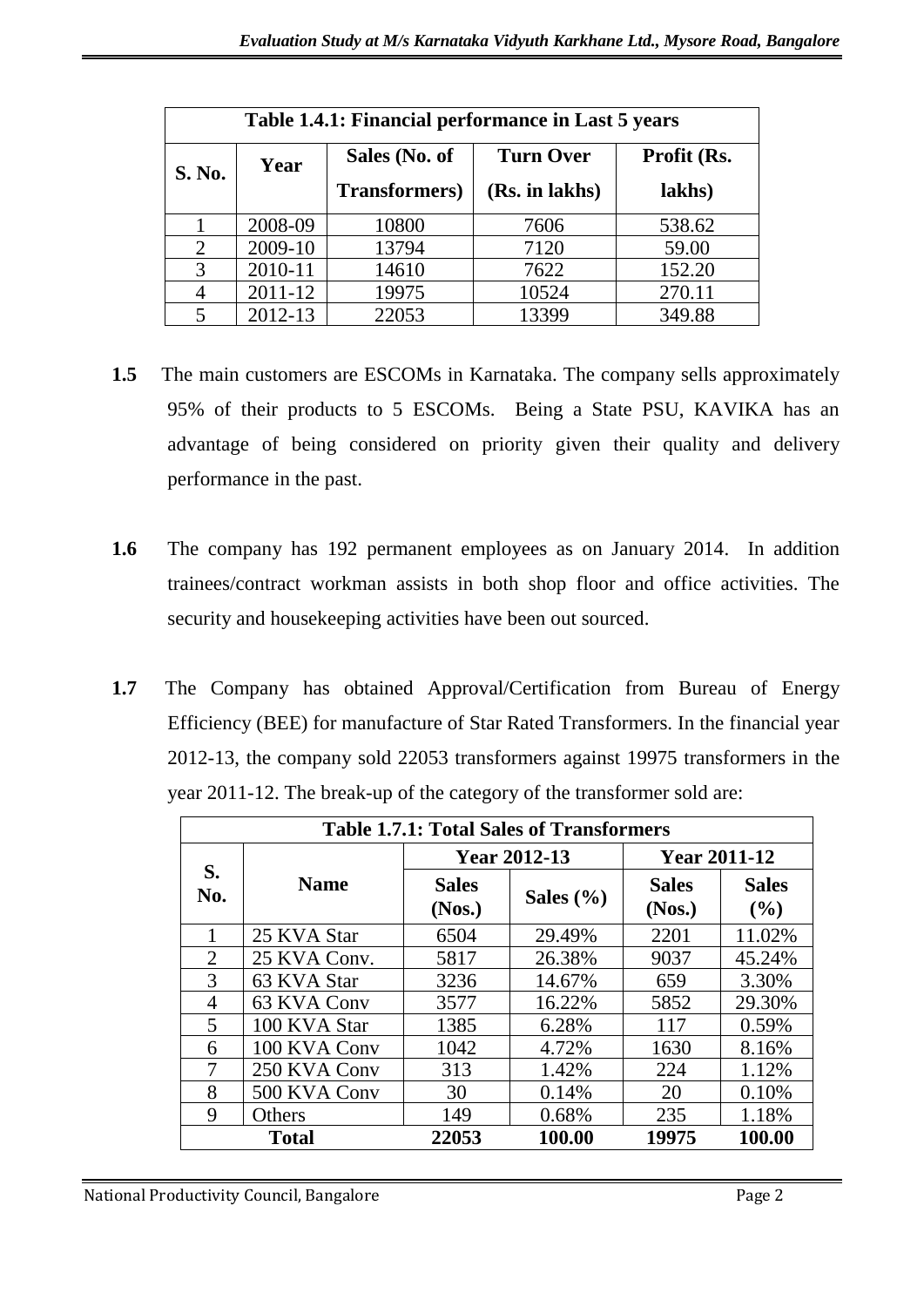| Table 1.4.1: Financial performance in Last 5 years | | | | |
|---|---|---|---|---|
| S. No. | Year | Sales (No. of Transformers) | Turn Over (Rs. in lakhs) | Profit (Rs. lakhs) |
| 1 | 2008-09 | 10800 | 7606 | 538.62 |
| 2 | 2009-10 | 13794 | 7120 | 59.00 |
| 3 | 2010-11 | 14610 | 7622 | 152.20 |
| 4 | 2011-12 | 19975 | 10524 | 270.11 |
| 5 | 2012-13 | 22053 | 13399 | 349.88 |

**1.5** The main customers are ESCOMs in Karnataka. The company sells approximately 95% of their products to 5 ESCOMs. Being a State PSU, KAVIKA has an advantage of being considered on priority given their quality and delivery performance in the past.

**1.6** The company has 192 permanent employees as on January 2014. In addition trainees/contract workman assists in both shop floor and office activities. The security and housekeeping activities have been out sourced.

**1.7** The Company has obtained Approval/Certification from Bureau of Energy Efficiency (BEE) for manufacture of Star Rated Transformers. In the financial year 2012-13, the company sold 22053 transformers against 19975 transformers in the year 2011-12. The break-up of the category of the transformer sold are:

| Table 1.7.1: Total Sales of Transformers | | | | | |
|---|---|---|---|---|---|
| S. No. | Name | Year 2012-13 | | Year 2011-12 | |
| | | Sales (Nos.) | Sales (%) | Sales (Nos.) | Sales (%) |
| 1 | 25 KVA Star | 6504 | 29.49% | 2201 | 11.02% |
| 2 | 25 KVA Conv. | 5817 | 26.38% | 9037 | 45.24% |
| 3 | 63 KVA Star | 3236 | 14.67% | 659 | 3.30% |
| 4 | 63 KVA Conv | 3577 | 16.22% | 5852 | 29.30% |
| 5 | 100 KVA Star | 1385 | 6.28% | 117 | 0.59% |
| 6 | 100 KVA Conv | 1042 | 4.72% | 1630 | 8.16% |
| 7 | 250 KVA Conv | 313 | 1.42% | 224 | 1.12% |
| 8 | 500 KVA Conv | 30 | 0.14% | 20 | 0.10% |
| 9 | Others | 149 | 0.68% | 235 | 1.18% |
| **Total** | | **22053** | **100.00** | **19975** | **100.00** |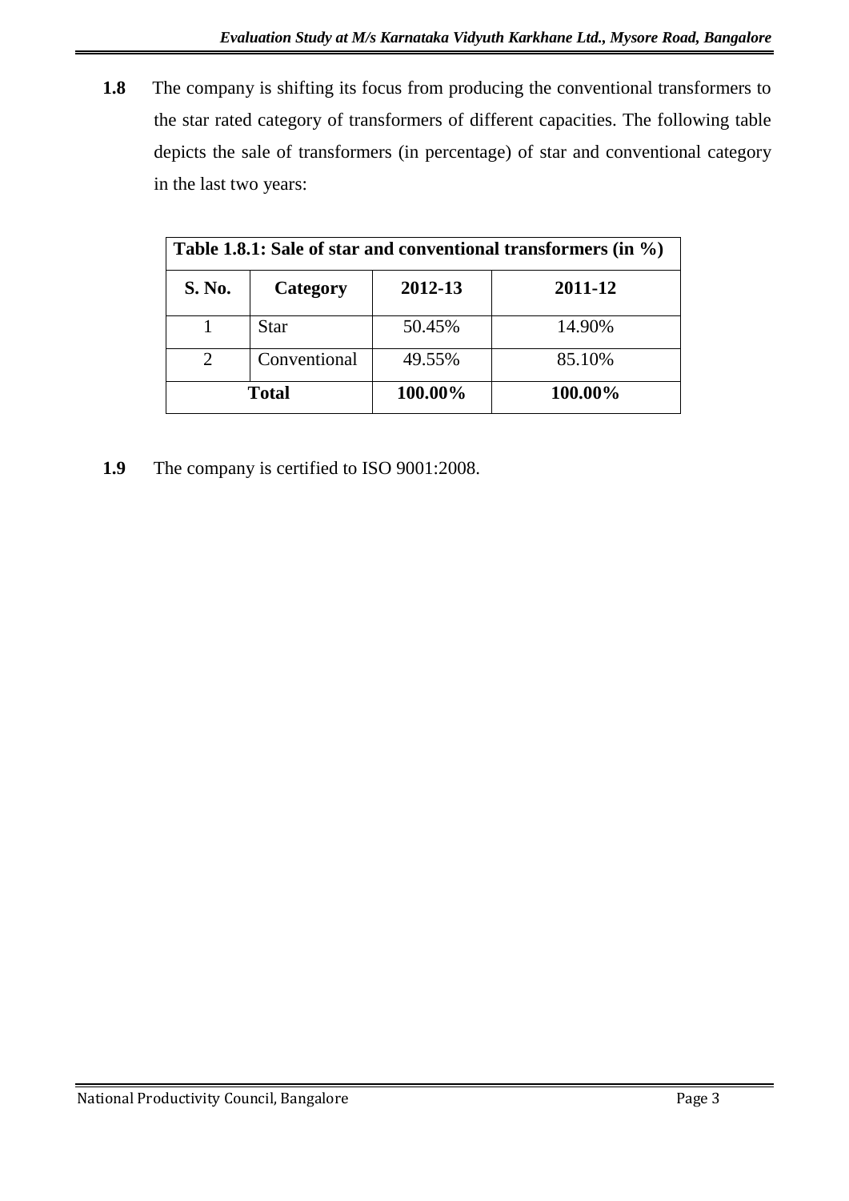**1.8** The company is shifting its focus from producing the conventional transformers to the star rated category of transformers of different capacities. The following table depicts the sale of transformers (in percentage) of star and conventional category in the last two years:

**Table 1.8.1: Sale of star and conventional transformers (in %)**

| S. No. | Category | 2012-13 | 2011-12 |
|---|---|---|---|
| 1 | Star | 50.45% | 14.90% |
| 2 | Conventional | 49.55% | 85.10% |
| **Total** | | **100.00%** | **100.00%** |

**1.9** The company is certified to ISO 9001:2008.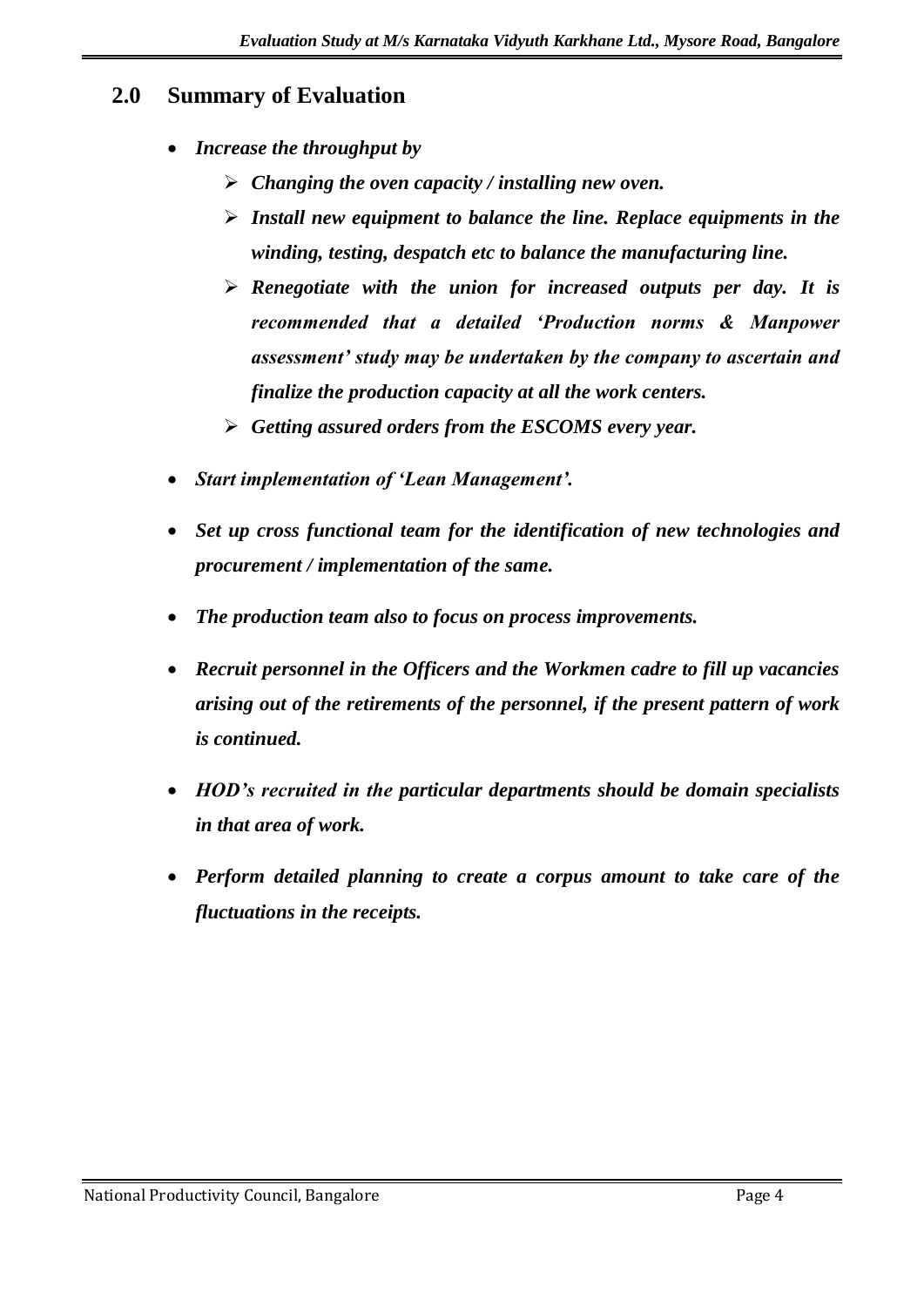## 2.0 Summary of Evaluation

- ***Increase the throughput by***
  - ***Changing the oven capacity / installing new oven.***
  - ***Install new equipment to balance the line. Replace equipments in the winding, testing, despatch etc to balance the manufacturing line.***
  - ***Renegotiate with the union for increased outputs per day. It is recommended that a detailed 'Production norms & Manpower assessment' study may be undertaken by the company to ascertain and finalize the production capacity at all the work centers.***
  - ***Getting assured orders from the ESCOMS every year.***
- ***Start implementation of 'Lean Management'.***
- ***Set up cross functional team for the identification of new technologies and procurement / implementation of the same.***
- ***The production team also to focus on process improvements.***
- ***Recruit personnel in the Officers and the Workmen cadre to fill up vacancies arising out of the retirements of the personnel, if the present pattern of work is continued.***
- ***HOD's recruited in the particular departments should be domain specialists in that area of work.***
- ***Perform detailed planning to create a corpus amount to take care of the fluctuations in the receipts.***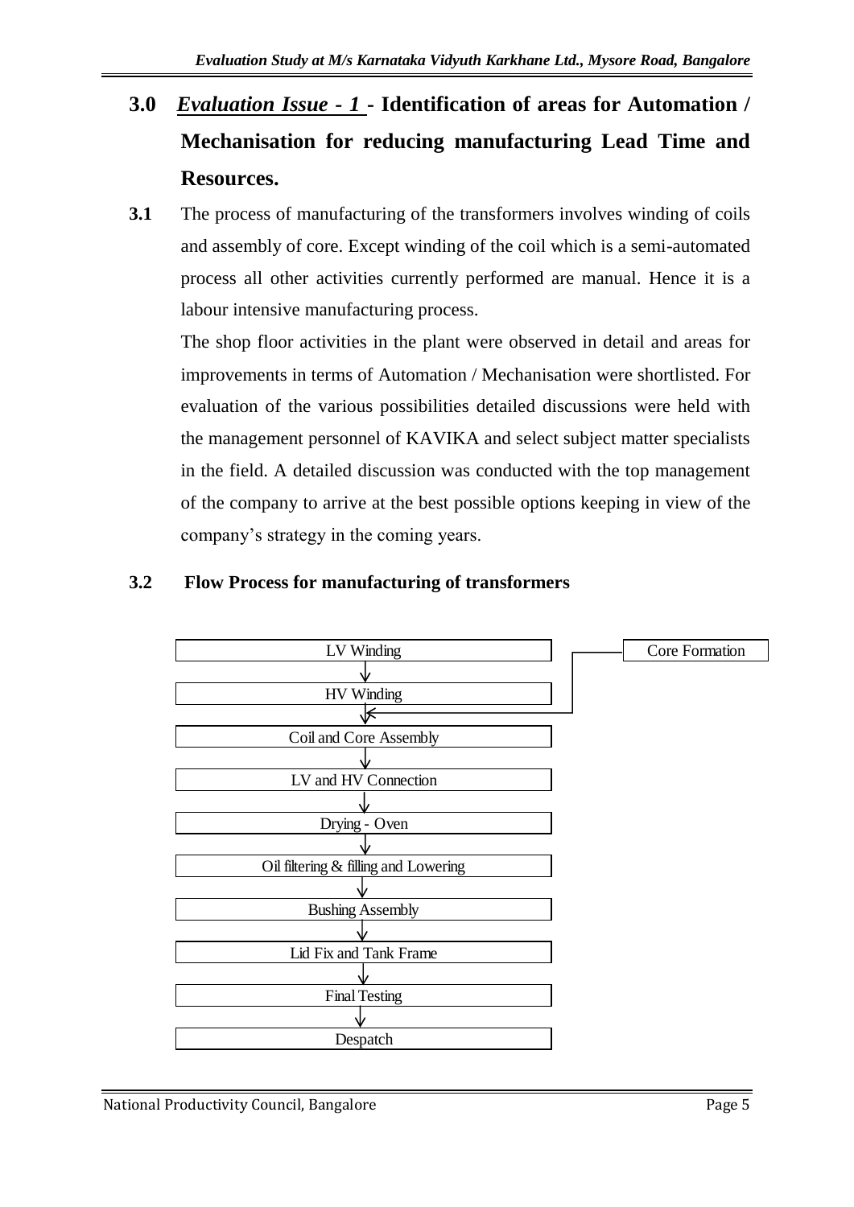## 3.0 *Evaluation Issue - 1* - Identification of areas for Automation / Mechanisation for reducing manufacturing Lead Time and Resources.

**3.1** The process of manufacturing of the transformers involves winding of coils and assembly of core. Except winding of the coil which is a semi-automated process all other activities currently performed are manual. Hence it is a labour intensive manufacturing process.

The shop floor activities in the plant were observed in detail and areas for improvements in terms of Automation / Mechanisation were shortlisted. For evaluation of the various possibilities detailed discussions were held with the management personnel of KAVIKA and select subject matter specialists in the field. A detailed discussion was conducted with the top management of the company to arrive at the best possible options keeping in view of the company's strategy in the coming years.

### 3.2 Flow Process for manufacturing of transformers

```
LV Winding                              Core Formation
    ↓                                         |
HV Winding                                    |
    ↓  ←--------------------------------------
Coil and Core Assembly
    ↓
LV and HV Connection
    ↓
Drying - Oven
    ↓
Oil filtering & filling and Lowering
    ↓
Bushing Assembly
    ↓
Lid Fix and Tank Frame
    ↓
Final Testing
    ↓
Despatch
```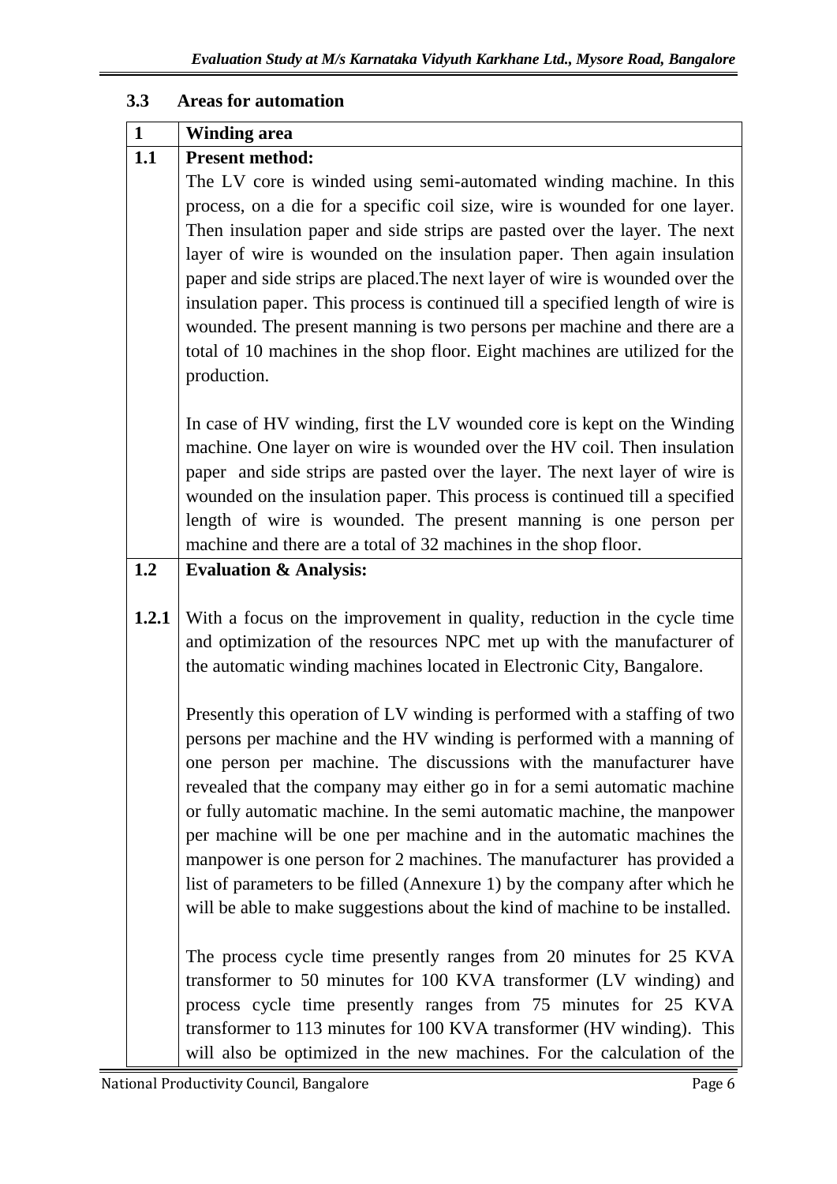### 3.3 Areas for automation

| 1 | Winding area |
|---|---|
| 1.1 | **Present method:**<br>The LV core is winded using semi-automated winding machine. In this process, on a die for a specific coil size, wire is wounded for one layer. Then insulation paper and side strips are pasted over the layer. The next layer of wire is wounded on the insulation paper. Then again insulation paper and side strips are placed.The next layer of wire is wounded over the insulation paper. This process is continued till a specified length of wire is wounded. The present manning is two persons per machine and there are a total of 10 machines in the shop floor. Eight machines are utilized for the production.<br><br>In case of HV winding, first the LV wounded core is kept on the Winding machine. One layer on wire is wounded over the HV coil. Then insulation paper and side strips are pasted over the layer. The next layer of wire is wounded on the insulation paper. This process is continued till a specified length of wire is wounded. The present manning is one person per machine and there are a total of 32 machines in the shop floor. |
| 1.2 | **Evaluation & Analysis:** |
| 1.2.1 | With a focus on the improvement in quality, reduction in the cycle time and optimization of the resources NPC met up with the manufacturer of the automatic winding machines located in Electronic City, Bangalore.<br><br>Presently this operation of LV winding is performed with a staffing of two persons per machine and the HV winding is performed with a manning of one person per machine. The discussions with the manufacturer have revealed that the company may either go in for a semi automatic machine or fully automatic machine. In the semi automatic machine, the manpower per machine will be one per machine and in the automatic machines the manpower is one person for 2 machines. The manufacturer has provided a list of parameters to be filled (Annexure 1) by the company after which he will be able to make suggestions about the kind of machine to be installed.<br><br>The process cycle time presently ranges from 20 minutes for 25 KVA transformer to 50 minutes for 100 KVA transformer (LV winding) and process cycle time presently ranges from 75 minutes for 25 KVA transformer to 113 minutes for 100 KVA transformer (HV winding). This will also be optimized in the new machines. For the calculation of the |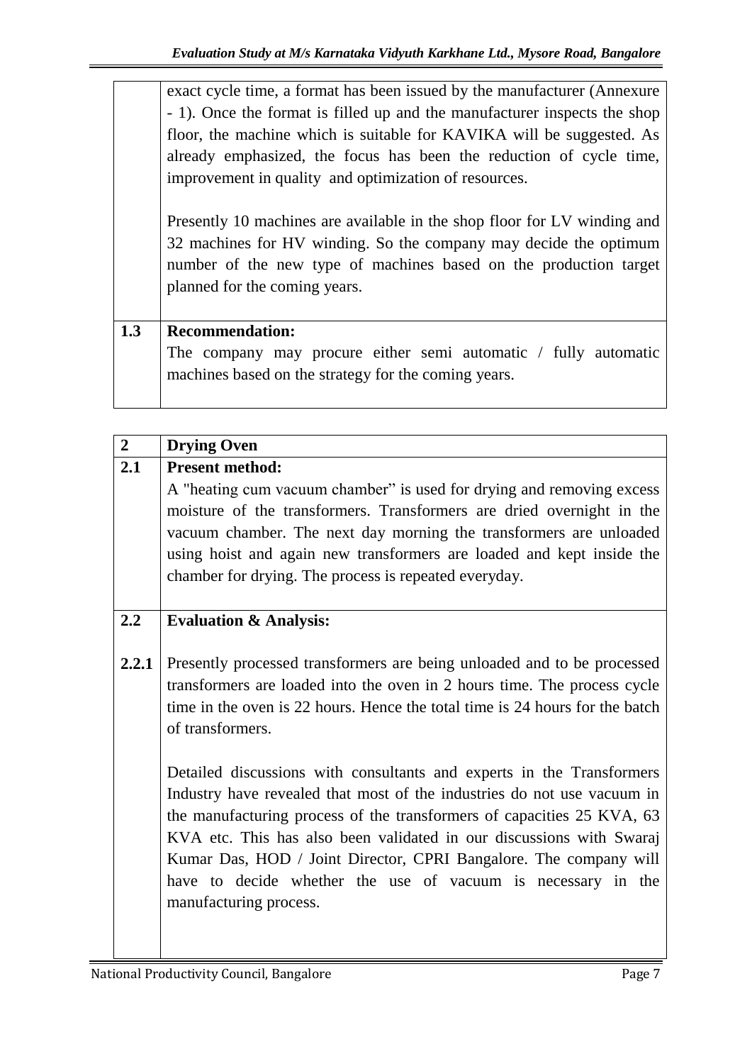| | |
|---|---|
| | exact cycle time, a format has been issued by the manufacturer (Annexure - 1). Once the format is filled up and the manufacturer inspects the shop floor, the machine which is suitable for KAVIKA will be suggested. As already emphasized, the focus has been the reduction of cycle time, improvement in quality and optimization of resources.<br><br>Presently 10 machines are available in the shop floor for LV winding and 32 machines for HV winding. So the company may decide the optimum number of the new type of machines based on the production target planned for the coming years. |
| **1.3** | **Recommendation:**<br>The company may procure either semi automatic / fully automatic machines based on the strategy for the coming years. |

| | |
|---|---|
| **2** | **Drying Oven** |
| **2.1** | **Present method:**<br>A "heating cum vacuum chamber" is used for drying and removing excess moisture of the transformers. Transformers are dried overnight in the vacuum chamber. The next day morning the transformers are unloaded using hoist and again new transformers are loaded and kept inside the chamber for drying. The process is repeated everyday. |
| **2.2** | **Evaluation & Analysis:** |
| **2.2.1** | Presently processed transformers are being unloaded and to be processed transformers are loaded into the oven in 2 hours time. The process cycle time in the oven is 22 hours. Hence the total time is 24 hours for the batch of transformers.<br><br>Detailed discussions with consultants and experts in the Transformers Industry have revealed that most of the industries do not use vacuum in the manufacturing process of the transformers of capacities 25 KVA, 63 KVA etc. This has also been validated in our discussions with Swaraj Kumar Das, HOD / Joint Director, CPRI Bangalore. The company will have to decide whether the use of vacuum is necessary in the manufacturing process. |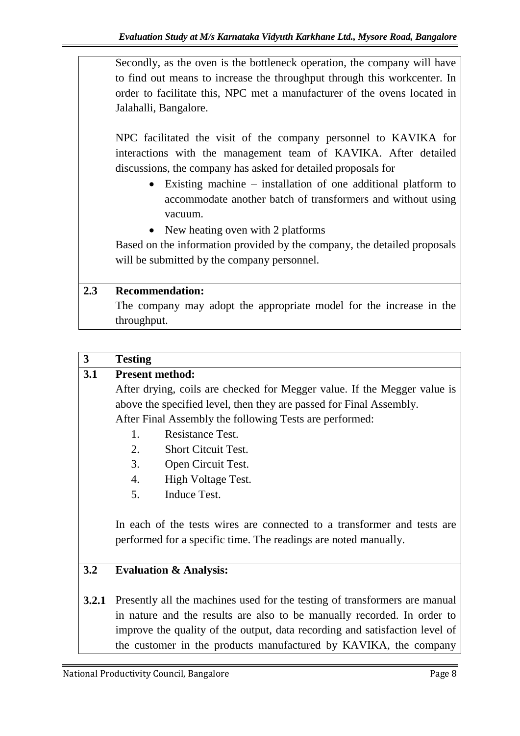| | |
|---|---|
| | Secondly, as the oven is the bottleneck operation, the company will have to find out means to increase the throughput through this workcenter. In order to facilitate this, NPC met a manufacturer of the ovens located in Jalahalli, Bangalore.<br><br>NPC facilitated the visit of the company personnel to KAVIKA for interactions with the management team of KAVIKA. After detailed discussions, the company has asked for detailed proposals for<br>• Existing machine – installation of one additional platform to accommodate another batch of transformers and without using vacuum.<br>• New heating oven with 2 platforms<br>Based on the information provided by the company, the detailed proposals will be submitted by the company personnel. |
| **2.3** | **Recommendation:**<br>The company may adopt the appropriate model for the increase in the throughput. |

| | |
|---|---|
| **3** | **Testing** |
| **3.1** | **Present method:**<br>After drying, coils are checked for Megger value. If the Megger value is above the specified level, then they are passed for Final Assembly.<br>After Final Assembly the following Tests are performed:<br>1. Resistance Test.<br>2. Short Citcuit Test.<br>3. Open Circuit Test.<br>4. High Voltage Test.<br>5. Induce Test.<br><br>In each of the tests wires are connected to a transformer and tests are performed for a specific time. The readings are noted manually. |
| **3.2** | **Evaluation & Analysis:** |
| **3.2.1** | Presently all the machines used for the testing of transformers are manual in nature and the results are also to be manually recorded. In order to improve the quality of the output, data recording and satisfaction level of the customer in the products manufactured by KAVIKA, the company |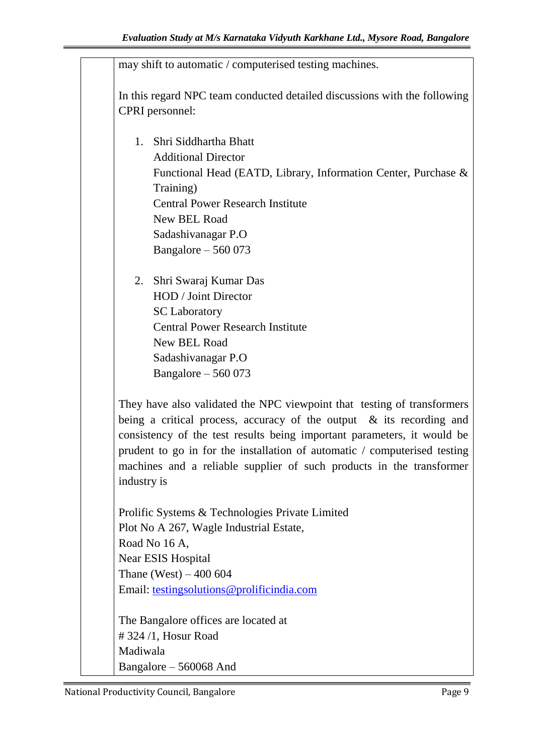may shift to automatic / computerised testing machines.

In this regard NPC team conducted detailed discussions with the following CPRI personnel:

1. Shri Siddhartha Bhatt
   Additional Director
   Functional Head (EATD, Library, Information Center, Purchase & Training)
   Central Power Research Institute
   New BEL Road
   Sadashivanagar P.O
   Bangalore – 560 073

2. Shri Swaraj Kumar Das
   HOD / Joint Director
   SC Laboratory
   Central Power Research Institute
   New BEL Road
   Sadashivanagar P.O
   Bangalore – 560 073

They have also validated the NPC viewpoint that testing of transformers being a critical process, accuracy of the output & its recording and consistency of the test results being important parameters, it would be prudent to go in for the installation of automatic / computerised testing machines and a reliable supplier of such products in the transformer industry is

Prolific Systems & Technologies Private Limited
Plot No A 267, Wagle Industrial Estate,
Road No 16 A,
Near ESIS Hospital
Thane (West) – 400 604
Email: testingsolutions@prolificindia.com

The Bangalore offices are located at
# 324 /1, Hosur Road
Madiwala
Bangalore – 560068 And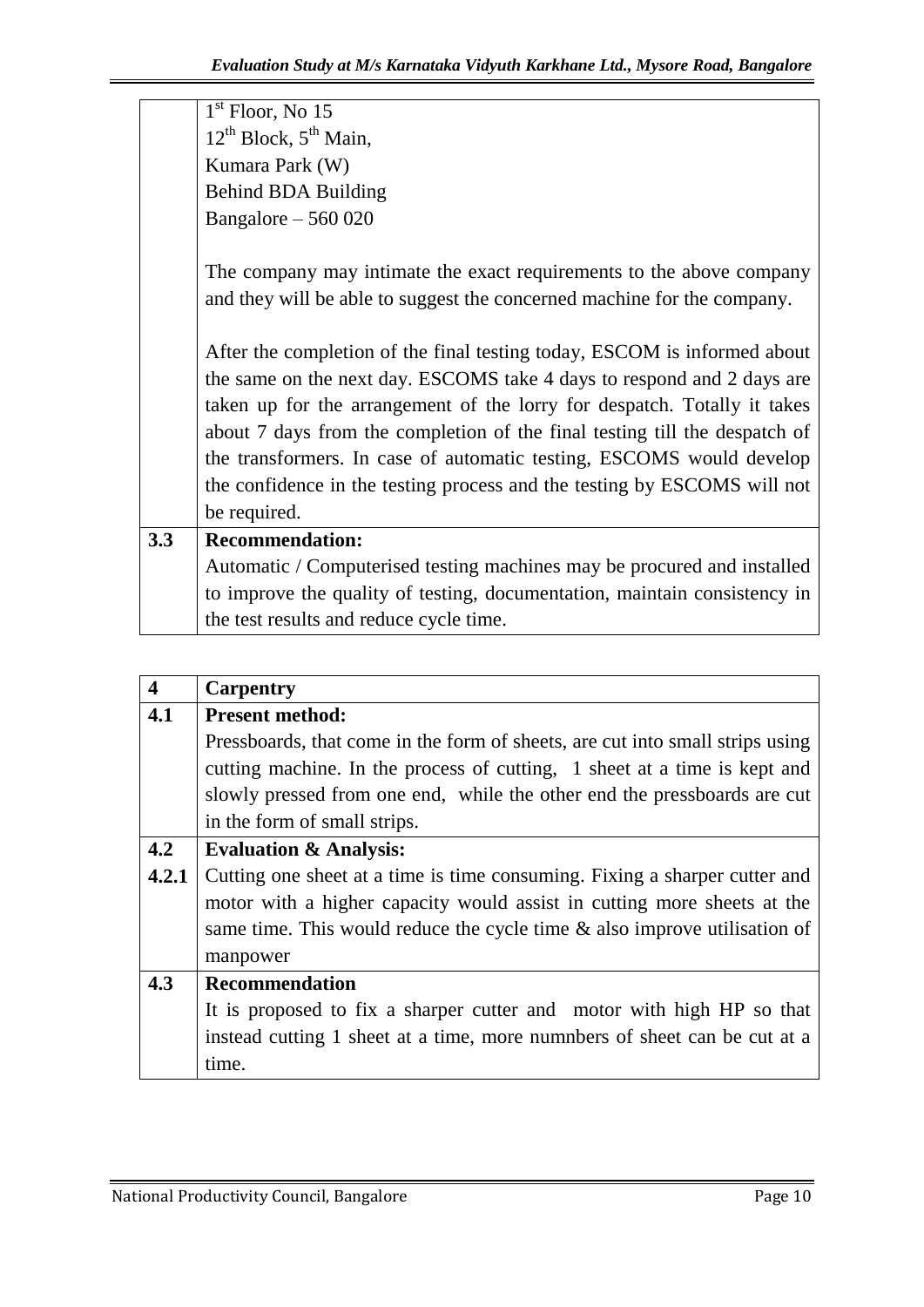| | |
|---|---|
| | 1st Floor, No 15<br>12th Block, 5th Main,<br>Kumara Park (W)<br>Behind BDA Building<br>Bangalore – 560 020<br><br>The company may intimate the exact requirements to the above company and they will be able to suggest the concerned machine for the company.<br><br>After the completion of the final testing today, ESCOM is informed about the same on the next day. ESCOMS take 4 days to respond and 2 days are taken up for the arrangement of the lorry for despatch. Totally it takes about 7 days from the completion of the final testing till the despatch of the transformers. In case of automatic testing, ESCOMS would develop the confidence in the testing process and the testing by ESCOMS will not be required. |
| **3.3** | **Recommendation:**<br>Automatic / Computerised testing machines may be procured and installed to improve the quality of testing, documentation, maintain consistency in the test results and reduce cycle time. |

| | |
|---|---|
| **4** | **Carpentry** |
| **4.1** | **Present method:**<br>Pressboards, that come in the form of sheets, are cut into small strips using cutting machine. In the process of cutting, 1 sheet at a time is kept and slowly pressed from one end, while the other end the pressboards are cut in the form of small strips. |
| **4.2** | **Evaluation & Analysis:** |
| **4.2.1** | Cutting one sheet at a time is time consuming. Fixing a sharper cutter and motor with a higher capacity would assist in cutting more sheets at the same time. This would reduce the cycle time & also improve utilisation of manpower |
| **4.3** | **Recommendation**<br>It is proposed to fix a sharper cutter and motor with high HP so that instead cutting 1 sheet at a time, more numnbers of sheet can be cut at a time. |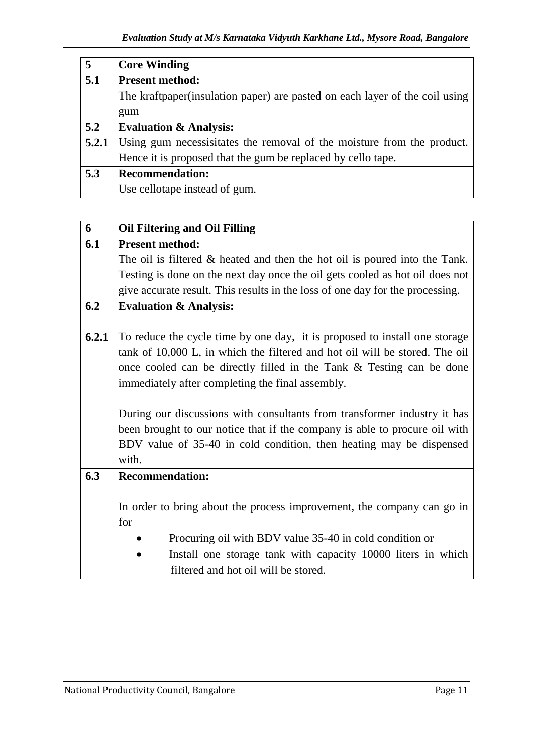| 5 | **Core Winding** |
|---|---|
| **5.1** | **Present method:** |
| | The kraftpaper(insulation paper) are pasted on each layer of the coil using gum |
| **5.2** | **Evaluation & Analysis:** |
| **5.2.1** | Using gum necessisitates the removal of the moisture from the product. Hence it is proposed that the gum be replaced by cello tape. |
| **5.3** | **Recommendation:** |
| | Use cellotape instead of gum. |

| 6 | **Oil Filtering and Oil Filling** |
|---|---|
| **6.1** | **Present method:** |
| | The oil is filtered & heated and then the hot oil is poured into the Tank. Testing is done on the next day once the oil gets cooled as hot oil does not give accurate result. This results in the loss of one day for the processing. |
| **6.2** | **Evaluation & Analysis:** |
| **6.2.1** | To reduce the cycle time by one day, it is proposed to install one storage tank of 10,000 L, in which the filtered and hot oil will be stored. The oil once cooled can be directly filled in the Tank & Testing can be done immediately after completing the final assembly.<br><br>During our discussions with consultants from transformer industry it has been brought to our notice that if the company is able to procure oil with BDV value of 35-40 in cold condition, then heating may be dispensed with. |
| **6.3** | **Recommendation:** |
| | In order to bring about the process improvement, the company can go in for<br>• Procuring oil with BDV value 35-40 in cold condition or<br>• Install one storage tank with capacity 10000 liters in which filtered and hot oil will be stored. |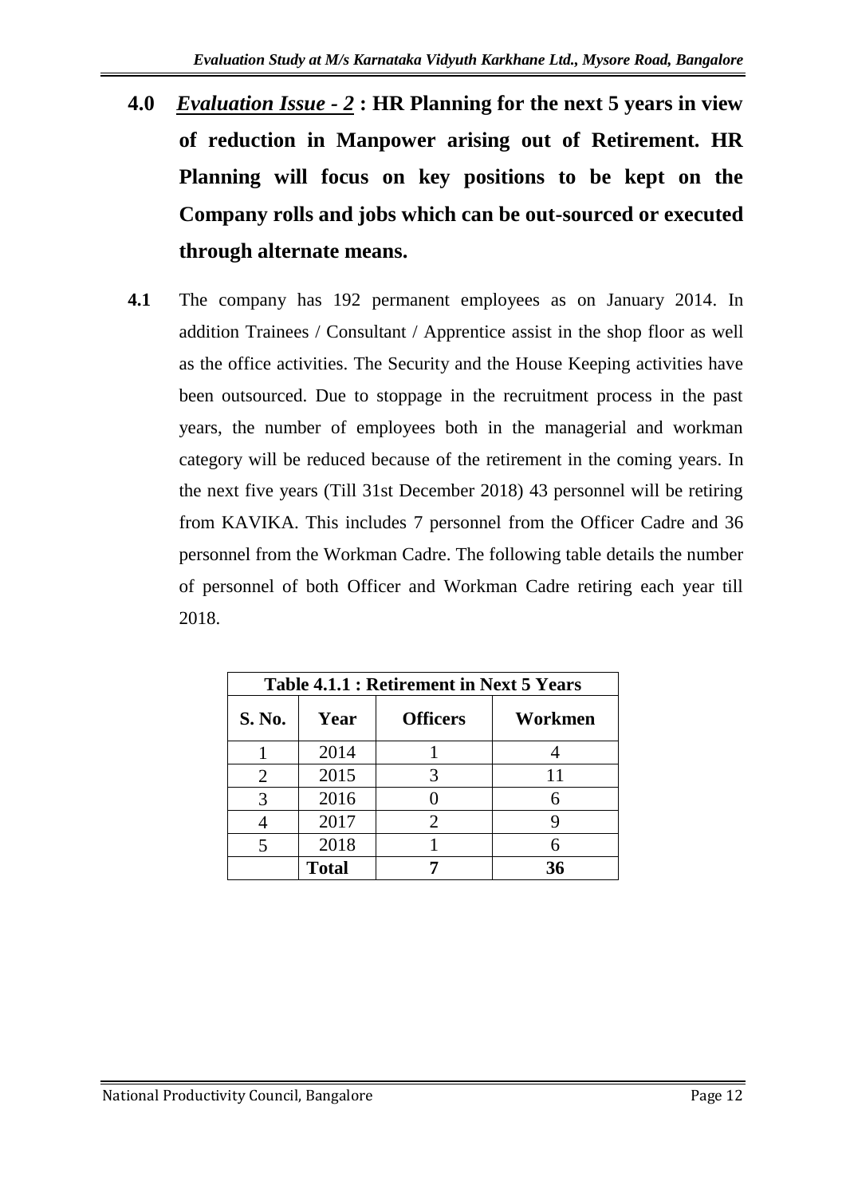## 4.0 *Evaluation Issue - 2* : HR Planning for the next 5 years in view of reduction in Manpower arising out of Retirement. HR Planning will focus on key positions to be kept on the Company rolls and jobs which can be out-sourced or executed through alternate means.

**4.1** The company has 192 permanent employees as on January 2014. In addition Trainees / Consultant / Apprentice assist in the shop floor as well as the office activities. The Security and the House Keeping activities have been outsourced. Due to stoppage in the recruitment process in the past years, the number of employees both in the managerial and workman category will be reduced because of the retirement in the coming years. In the next five years (Till 31st December 2018) 43 personnel will be retiring from KAVIKA. This includes 7 personnel from the Officer Cadre and 36 personnel from the Workman Cadre. The following table details the number of personnel of both Officer and Workman Cadre retiring each year till 2018.

**Table 4.1.1 : Retirement in Next 5 Years**

| S. No. | Year | Officers | Workmen |
|---|---|---|---|
| 1 | 2014 | 1 | 4 |
| 2 | 2015 | 3 | 11 |
| 3 | 2016 | 0 | 6 |
| 4 | 2017 | 2 | 9 |
| 5 | 2018 | 1 | 6 |
| | **Total** | **7** | **36** |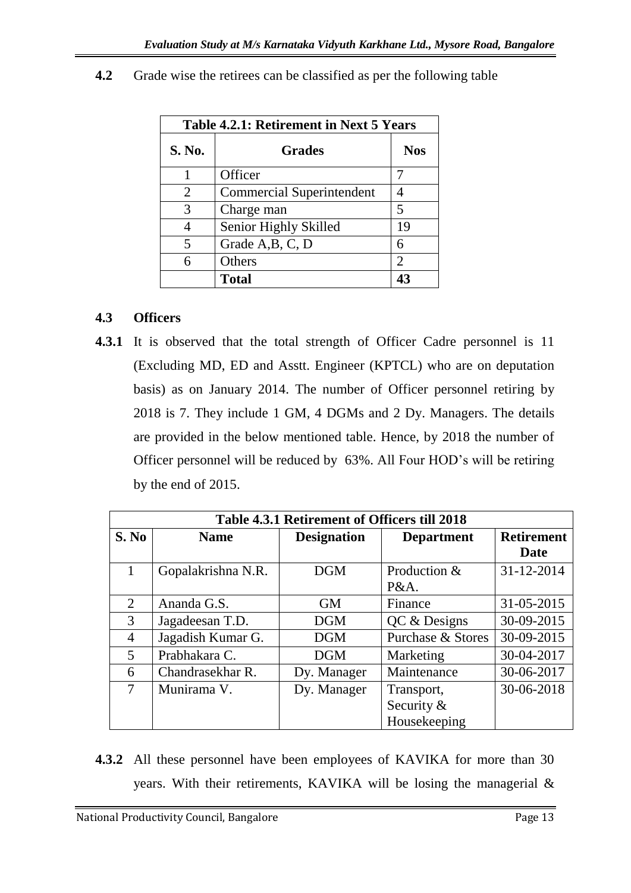**4.2** Grade wise the retirees can be classified as per the following table

| Table 4.2.1: Retirement in Next 5 Years | | |
|---|---|---|
| **S. No.** | **Grades** | **Nos** |
| 1 | Officer | 7 |
| 2 | Commercial Superintendent | 4 |
| 3 | Charge man | 5 |
| 4 | Senior Highly Skilled | 19 |
| 5 | Grade A,B, C, D | 6 |
| 6 | Others | 2 |
| | **Total** | **43** |

### 4.3 Officers

**4.3.1** It is observed that the total strength of Officer Cadre personnel is 11 (Excluding MD, ED and Asstt. Engineer (KPTCL) who are on deputation basis) as on January 2014. The number of Officer personnel retiring by 2018 is 7. They include 1 GM, 4 DGMs and 2 Dy. Managers. The details are provided in the below mentioned table. Hence, by 2018 the number of Officer personnel will be reduced by 63%. All Four HOD's will be retiring by the end of 2015.

| Table 4.3.1 Retirement of Officers till 2018 | | | | |
|---|---|---|---|---|
| **S. No** | **Name** | **Designation** | **Department** | **Retirement Date** |
| 1 | Gopalakrishna N.R. | DGM | Production & P&A. | 31-12-2014 |
| 2 | Ananda G.S. | GM | Finance | 31-05-2015 |
| 3 | Jagadeesan T.D. | DGM | QC & Designs | 30-09-2015 |
| 4 | Jagadish Kumar G. | DGM | Purchase & Stores | 30-09-2015 |
| 5 | Prabhakara C. | DGM | Marketing | 30-04-2017 |
| 6 | Chandrasekhar R. | Dy. Manager | Maintenance | 30-06-2017 |
| 7 | Munirama V. | Dy. Manager | Transport, Security & Housekeeping | 30-06-2018 |

**4.3.2** All these personnel have been employees of KAVIKA for more than 30 years. With their retirements, KAVIKA will be losing the managerial &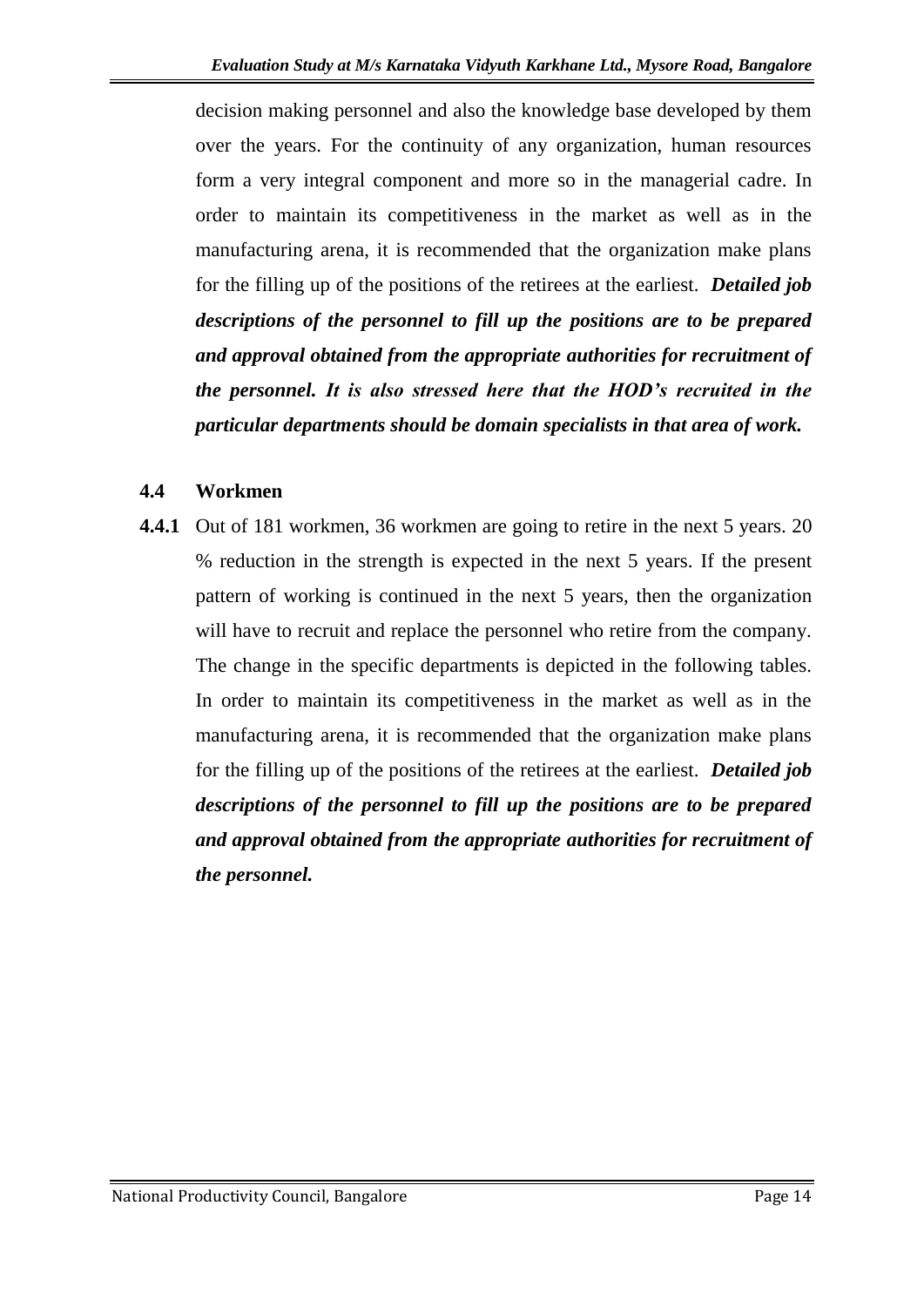decision making personnel and also the knowledge base developed by them over the years. For the continuity of any organization, human resources form a very integral component and more so in the managerial cadre. In order to maintain its competitiveness in the market as well as in the manufacturing arena, it is recommended that the organization make plans for the filling up of the positions of the retirees at the earliest. ***Detailed job descriptions of the personnel to fill up the positions are to be prepared and approval obtained from the appropriate authorities for recruitment of the personnel. It is also stressed here that the HOD's recruited in the particular departments should be domain specialists in that area of work.***

### 4.4 Workmen

**4.4.1** Out of 181 workmen, 36 workmen are going to retire in the next 5 years. 20 % reduction in the strength is expected in the next 5 years. If the present pattern of working is continued in the next 5 years, then the organization will have to recruit and replace the personnel who retire from the company. The change in the specific departments is depicted in the following tables. In order to maintain its competitiveness in the market as well as in the manufacturing arena, it is recommended that the organization make plans for the filling up of the positions of the retirees at the earliest. ***Detailed job descriptions of the personnel to fill up the positions are to be prepared and approval obtained from the appropriate authorities for recruitment of the personnel.***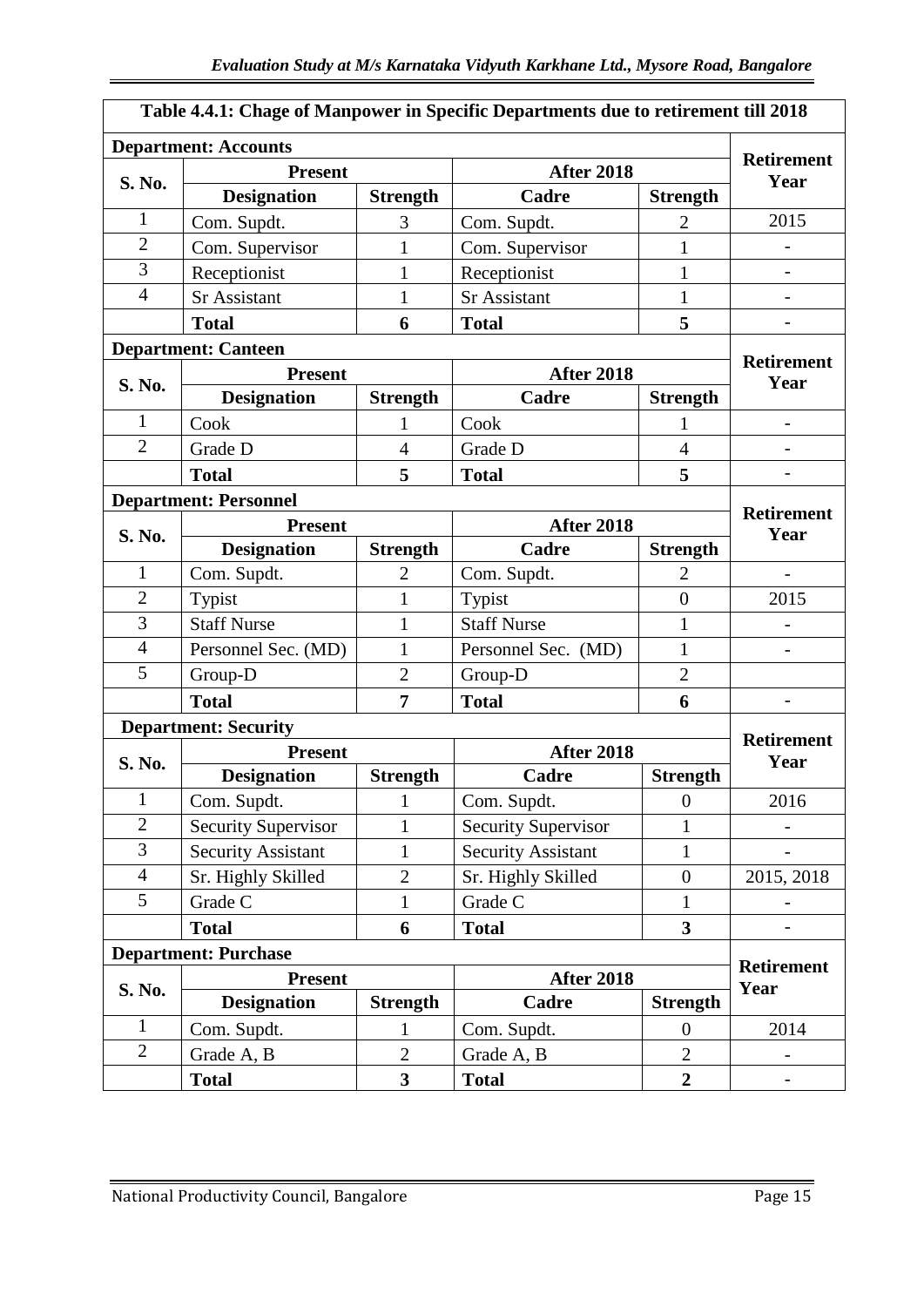**Table 4.4.1: Chage of Manpower in Specific Departments due to retirement till 2018**

| **Department: Accounts** | | | | | |
|---|---|---|---|---|---|
| **S. No.** | **Present** | | **After 2018** | | **Retirement Year** |
| | **Designation** | **Strength** | **Cadre** | **Strength** | |
| 1 | Com. Supdt. | 3 | Com. Supdt. | 2 | 2015 |
| 2 | Com. Supervisor | 1 | Com. Supervisor | 1 | - |
| 3 | Receptionist | 1 | Receptionist | 1 | - |
| 4 | Sr Assistant | 1 | Sr Assistant | 1 | - |
| | **Total** | **6** | **Total** | **5** | - |
| **Department: Canteen** | | | | | |
| **S. No.** | **Present** | | **After 2018** | | **Retirement Year** |
| | **Designation** | **Strength** | **Cadre** | **Strength** | |
| 1 | Cook | 1 | Cook | 1 | - |
| 2 | Grade D | 4 | Grade D | 4 | - |
| | **Total** | **5** | **Total** | **5** | - |
| **Department: Personnel** | | | | | |
| **S. No.** | **Present** | | **After 2018** | | **Retirement Year** |
| | **Designation** | **Strength** | **Cadre** | **Strength** | |
| 1 | Com. Supdt. | 2 | Com. Supdt. | 2 | - |
| 2 | Typist | 1 | Typist | 0 | 2015 |
| 3 | Staff Nurse | 1 | Staff Nurse | 1 | - |
| 4 | Personnel Sec. (MD) | 1 | Personnel Sec. (MD) | 1 | - |
| 5 | Group-D | 2 | Group-D | 2 | |
| | **Total** | **7** | **Total** | **6** | - |
| **Department: Security** | | | | | |
| **S. No.** | **Present** | | **After 2018** | | **Retirement Year** |
| | **Designation** | **Strength** | **Cadre** | **Strength** | |
| 1 | Com. Supdt. | 1 | Com. Supdt. | 0 | 2016 |
| 2 | Security Supervisor | 1 | Security Supervisor | 1 | - |
| 3 | Security Assistant | 1 | Security Assistant | 1 | - |
| 4 | Sr. Highly Skilled | 2 | Sr. Highly Skilled | 0 | 2015, 2018 |
| 5 | Grade C | 1 | Grade C | 1 | - |
| | **Total** | **6** | **Total** | **3** | - |
| **Department: Purchase** | | | | | |
| **S. No.** | **Present** | | **After 2018** | | **Retirement Year** |
| | **Designation** | **Strength** | **Cadre** | **Strength** | |
| 1 | Com. Supdt. | 1 | Com. Supdt. | 0 | 2014 |
| 2 | Grade A, B | 2 | Grade A, B | 2 | - |
| | **Total** | **3** | **Total** | **2** | - |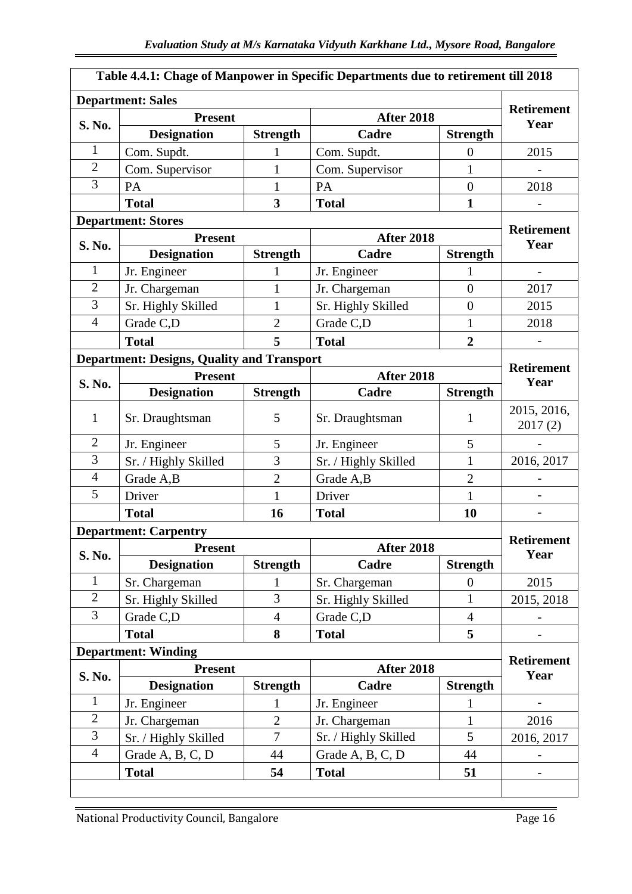**Table 4.4.1: Chage of Manpower in Specific Departments due to retirement till 2018**

**Department: Sales**

| S. No. | Present | | After 2018 | | Retirement Year |
|---|---|---|---|---|---|
| | **Designation** | **Strength** | **Cadre** | **Strength** | |
| 1 | Com. Supdt. | 1 | Com. Supdt. | 0 | 2015 |
| 2 | Com. Supervisor | 1 | Com. Supervisor | 1 | - |
| 3 | PA | 1 | PA | 0 | 2018 |
| | **Total** | **3** | **Total** | **1** | - |

**Department: Stores**

| S. No. | Present | | After 2018 | | Retirement Year |
|---|---|---|---|---|---|
| | **Designation** | **Strength** | **Cadre** | **Strength** | |
| 1 | Jr. Engineer | 1 | Jr. Engineer | 1 | - |
| 2 | Jr. Chargeman | 1 | Jr. Chargeman | 0 | 2017 |
| 3 | Sr. Highly Skilled | 1 | Sr. Highly Skilled | 0 | 2015 |
| 4 | Grade C,D | 2 | Grade C,D | 1 | 2018 |
| | **Total** | **5** | **Total** | **2** | - |

**Department: Designs, Quality and Transport**

| S. No. | Present | | After 2018 | | Retirement Year |
|---|---|---|---|---|---|
| | **Designation** | **Strength** | **Cadre** | **Strength** | |
| 1 | Sr. Draughtsman | 5 | Sr. Draughtsman | 1 | 2015, 2016, 2017 (2) |
| 2 | Jr. Engineer | 5 | Jr. Engineer | 5 | - |
| 3 | Sr. / Highly Skilled | 3 | Sr. / Highly Skilled | 1 | 2016, 2017 |
| 4 | Grade A,B | 2 | Grade A,B | 2 | - |
| 5 | Driver | 1 | Driver | 1 | - |
| | **Total** | **16** | **Total** | **10** | - |

**Department: Carpentry**

| S. No. | Present | | After 2018 | | Retirement Year |
|---|---|---|---|---|---|
| | **Designation** | **Strength** | **Cadre** | **Strength** | |
| 1 | Sr. Chargeman | 1 | Sr. Chargeman | 0 | 2015 |
| 2 | Sr. Highly Skilled | 3 | Sr. Highly Skilled | 1 | 2015, 2018 |
| 3 | Grade C,D | 4 | Grade C,D | 4 | - |
| | **Total** | **8** | **Total** | **5** | - |

**Department: Winding**

| S. No. | Present | | After 2018 | | Retirement Year |
|---|---|---|---|---|---|
| | **Designation** | **Strength** | **Cadre** | **Strength** | |
| 1 | Jr. Engineer | 1 | Jr. Engineer | 1 | - |
| 2 | Jr. Chargeman | 2 | Jr. Chargeman | 1 | 2016 |
| 3 | Sr. / Highly Skilled | 7 | Sr. / Highly Skilled | 5 | 2016, 2017 |
| 4 | Grade A, B, C, D | 44 | Grade A, B, C, D | 44 | - |
| | **Total** | **54** | **Total** | **51** | - |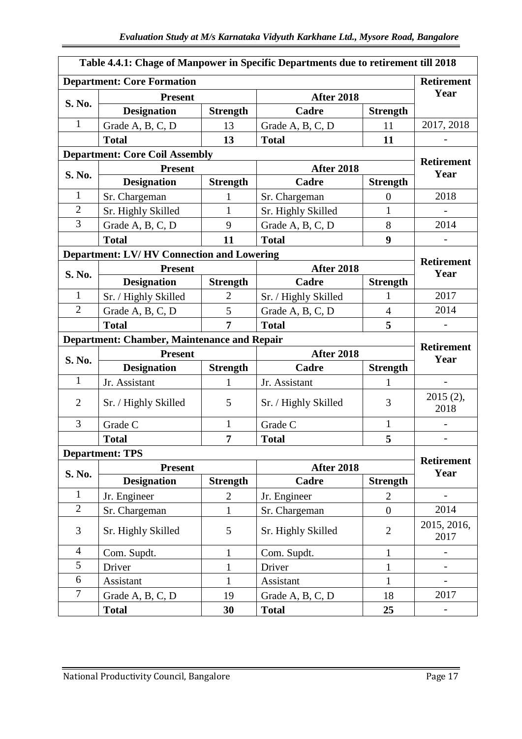| Table 4.4.1: Chage of Manpower in Specific Departments due to retirement till 2018 | | | | | |
|---|---|---|---|---|---|
| **Department: Core Formation** | | | | | **Retirement Year** |
| **S. No.** | **Present** | | **After 2018** | | |
| | **Designation** | **Strength** | **Cadre** | **Strength** | |
| 1 | Grade A, B, C, D | 13 | Grade A, B, C, D | 11 | 2017, 2018 |
| | **Total** | **13** | **Total** | **11** | - |
| **Department: Core Coil Assembly** | | | | | **Retirement Year** |
| **S. No.** | **Present** | | **After 2018** | | |
| | **Designation** | **Strength** | **Cadre** | **Strength** | |
| 1 | Sr. Chargeman | 1 | Sr. Chargeman | 0 | 2018 |
| 2 | Sr. Highly Skilled | 1 | Sr. Highly Skilled | 1 | - |
| 3 | Grade A, B, C, D | 9 | Grade A, B, C, D | 8 | 2014 |
| | **Total** | **11** | **Total** | **9** | - |
| **Department: LV/ HV Connection and Lowering** | | | | | **Retirement Year** |
| **S. No.** | **Present** | | **After 2018** | | |
| | **Designation** | **Strength** | **Cadre** | **Strength** | |
| 1 | Sr. / Highly Skilled | 2 | Sr. / Highly Skilled | 1 | 2017 |
| 2 | Grade A, B, C, D | 5 | Grade A, B, C, D | 4 | 2014 |
| | **Total** | **7** | **Total** | **5** | - |
| **Department: Chamber, Maintenance and Repair** | | | | | **Retirement Year** |
| **S. No.** | **Present** | | **After 2018** | | |
| | **Designation** | **Strength** | **Cadre** | **Strength** | |
| 1 | Jr. Assistant | 1 | Jr. Assistant | 1 | - |
| 2 | Sr. / Highly Skilled | 5 | Sr. / Highly Skilled | 3 | 2015 (2), 2018 |
| 3 | Grade C | 1 | Grade C | 1 | - |
| | **Total** | **7** | **Total** | **5** | - |
| **Department: TPS** | | | | | **Retirement Year** |
| **S. No.** | **Present** | | **After 2018** | | |
| | **Designation** | **Strength** | **Cadre** | **Strength** | |
| 1 | Jr. Engineer | 2 | Jr. Engineer | 2 | - |
| 2 | Sr. Chargeman | 1 | Sr. Chargeman | 0 | 2014 |
| 3 | Sr. Highly Skilled | 5 | Sr. Highly Skilled | 2 | 2015, 2016, 2017 |
| 4 | Com. Supdt. | 1 | Com. Supdt. | 1 | - |
| 5 | Driver | 1 | Driver | 1 | - |
| 6 | Assistant | 1 | Assistant | 1 | - |
| 7 | Grade A, B, C, D | 19 | Grade A, B, C, D | 18 | 2017 |
| | **Total** | **30** | **Total** | **25** | - |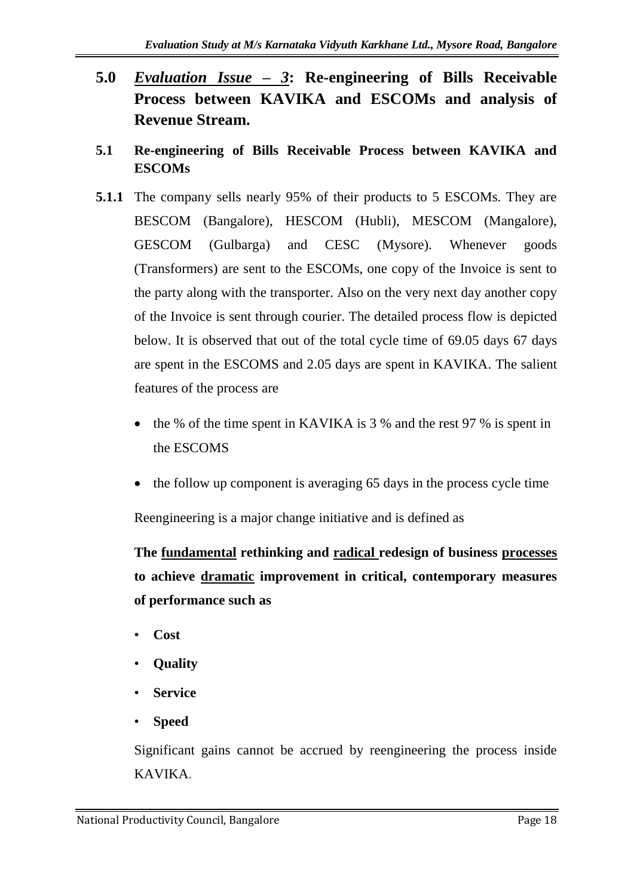## 5.0 *Evaluation Issue – 3*: Re-engineering of Bills Receivable Process between KAVIKA and ESCOMs and analysis of Revenue Stream.

### 5.1 Re-engineering of Bills Receivable Process between KAVIKA and ESCOMs

**5.1.1** The company sells nearly 95% of their products to 5 ESCOMs. They are BESCOM (Bangalore), HESCOM (Hubli), MESCOM (Mangalore), GESCOM (Gulbarga) and CESC (Mysore). Whenever goods (Transformers) are sent to the ESCOMs, one copy of the Invoice is sent to the party along with the transporter. Also on the very next day another copy of the Invoice is sent through courier. The detailed process flow is depicted below. It is observed that out of the total cycle time of 69.05 days 67 days are spent in the ESCOMS and 2.05 days are spent in KAVIKA. The salient features of the process are

- the % of the time spent in KAVIKA is 3 % and the rest 97 % is spent in the ESCOMS
- the follow up component is averaging 65 days in the process cycle time

Reengineering is a major change initiative and is defined as

**The <u>fundamental</u> rethinking and <u>radical</u> redesign of business <u>processes</u> to achieve <u>dramatic</u> improvement in critical, contemporary measures of performance such as**

- **Cost**
- **Quality**
- **Service**
- **Speed**

Significant gains cannot be accrued by reengineering the process inside KAVIKA.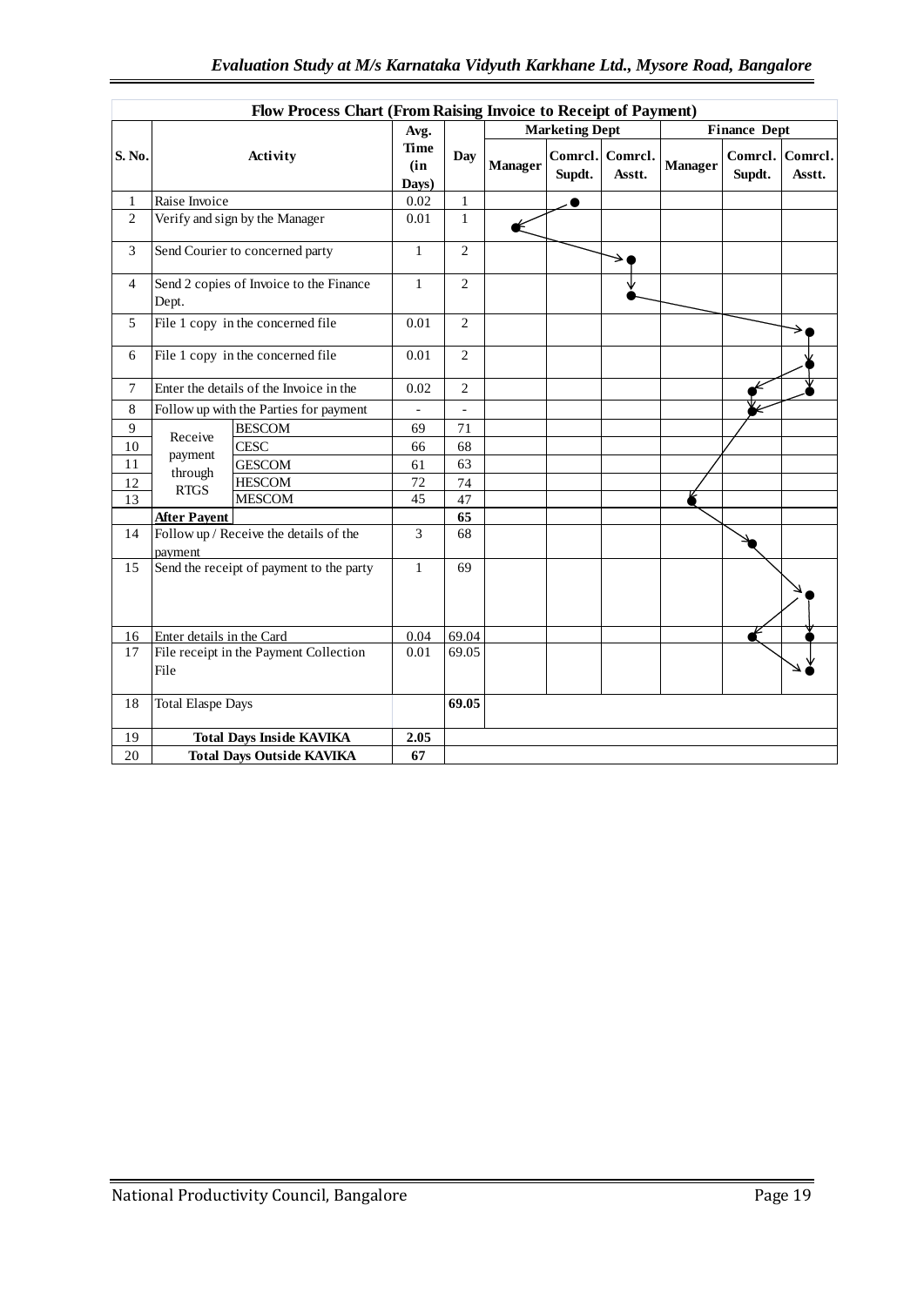**Flow Process Chart (From Raising Invoice to Receipt of Payment)**

| S. No. | Activity | | Avg. Time (in Days) | Day | Marketing Dept | | | Finance Dept | | |
|---|---|---|---|---|---|---|---|---|---|---|
| | | | | | Manager | Comrcl. Supdt. | Comrcl. Asstt. | Manager | Comrcl. Supdt. | Comrcl. Asstt. |
| 1 | Raise Invoice | | 0.02 | 1 | | ● | | | | |
| 2 | Verify and sign by the Manager | | 0.01 | 1 | ● | | | | | |
| 3 | Send Courier to concerned party | | 1 | 2 | | | ● | | | |
| 4 | Send 2 copies of Invoice to the Finance Dept. | | 1 | 2 | | | ● | | | |
| 5 | File 1 copy in the concerned file | | 0.01 | 2 | | | | | | ● |
| 6 | File 1 copy in the concerned file | | 0.01 | 2 | | | | | | ● |
| 7 | Enter the details of the Invoice in the | | 0.02 | 2 | | | | | ● | ● |
| 8 | Follow up with the Parties for payment | | - | - | | | | | ● | |
| 9 | Receive payment through RTGS | BESCOM | 69 | 71 | | | | | | |
| 10 | | CESC | 66 | 68 | | | | | | |
| 11 | | GESCOM | 61 | 63 | | | | | | |
| 12 | | HESCOM | 72 | 74 | | | | | | |
| 13 | | MESCOM | 45 | 47 | | | | ● | | |
| | **After Payent** | | | **65** | | | | | | |
| 14 | Follow up / Receive the details of the payment | | 3 | 68 | | | | | ● | |
| 15 | Send the receipt of payment to the party | | 1 | 69 | | | | | | ● |
| 16 | Enter details in the Card | | 0.04 | 69.04 | | | | | ● | ● |
| 17 | File receipt in the Payment Collection File | | 0.01 | 69.05 | | | | | | ● |
| 18 | Total Elaspe Days | | | **69.05** | | | | | | |
| 19 | **Total Days Inside KAVIKA** | | **2.05** | | | | | | | |
| 20 | **Total Days Outside KAVIKA** | | **67** | | | | | | | |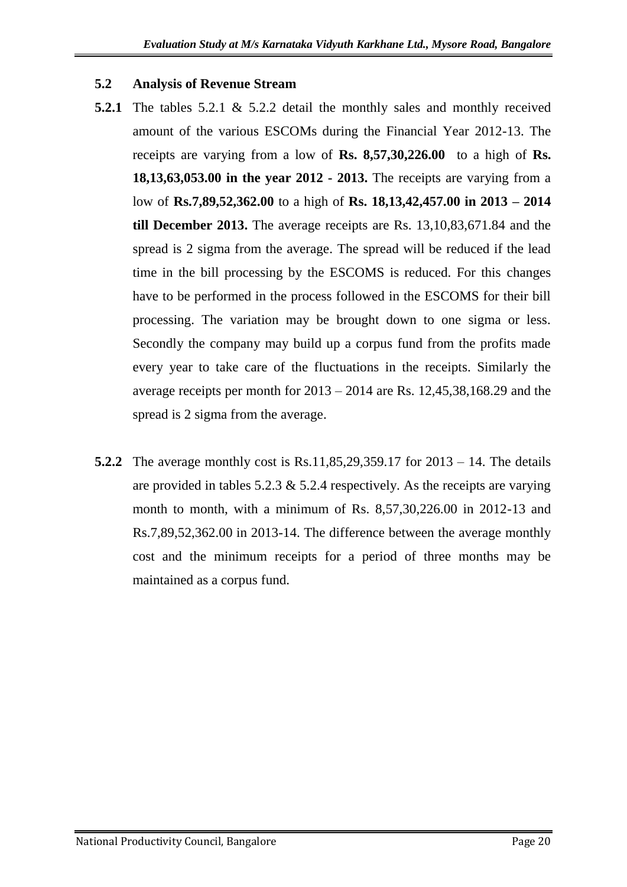## 5.2 Analysis of Revenue Stream

**5.2.1** The tables 5.2.1 & 5.2.2 detail the monthly sales and monthly received amount of the various ESCOMs during the Financial Year 2012-13. The receipts are varying from a low of **Rs. 8,57,30,226.00** to a high of **Rs. 18,13,63,053.00 in the year 2012 - 2013.** The receipts are varying from a low of **Rs.7,89,52,362.00** to a high of **Rs. 18,13,42,457.00 in 2013 – 2014 till December 2013.** The average receipts are Rs. 13,10,83,671.84 and the spread is 2 sigma from the average. The spread will be reduced if the lead time in the bill processing by the ESCOMS is reduced. For this changes have to be performed in the process followed in the ESCOMS for their bill processing. The variation may be brought down to one sigma or less. Secondly the company may build up a corpus fund from the profits made every year to take care of the fluctuations in the receipts. Similarly the average receipts per month for 2013 – 2014 are Rs. 12,45,38,168.29 and the spread is 2 sigma from the average.

**5.2.2** The average monthly cost is Rs.11,85,29,359.17 for 2013 – 14. The details are provided in tables 5.2.3 & 5.2.4 respectively. As the receipts are varying month to month, with a minimum of Rs. 8,57,30,226.00 in 2012-13 and Rs.7,89,52,362.00 in 2013-14. The difference between the average monthly cost and the minimum receipts for a period of three months may be maintained as a corpus fund.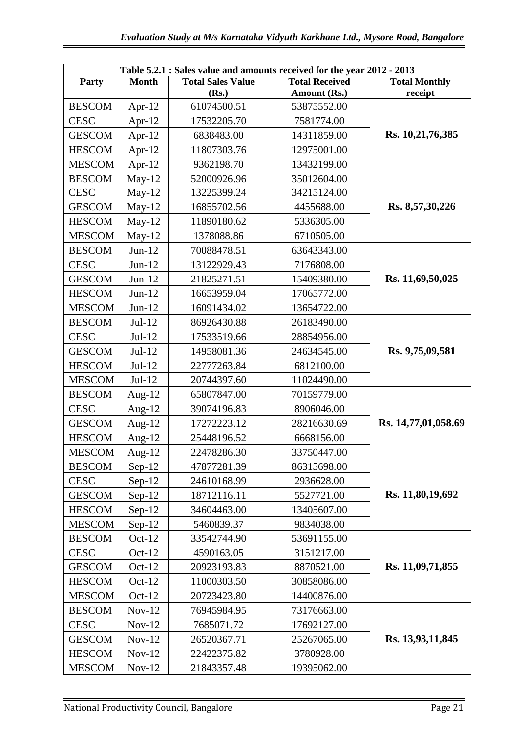| Table 5.2.1 : Sales value and amounts received for the year 2012 - 2013 | | | | |
|---|---|---|---|---|
| **Party** | **Month** | **Total Sales Value (Rs.)** | **Total Received Amount (Rs.)** | **Total Monthly receipt** |
| BESCOM | Apr-12 | 61074500.51 | 53875552.00 | **Rs. 10,21,76,385** |
| CESC | Apr-12 | 17532205.70 | 7581774.00 | |
| GESCOM | Apr-12 | 6838483.00 | 14311859.00 | |
| HESCOM | Apr-12 | 11807303.76 | 12975001.00 | |
| MESCOM | Apr-12 | 9362198.70 | 13432199.00 | |
| BESCOM | May-12 | 52000926.96 | 35012604.00 | **Rs. 8,57,30,226** |
| CESC | May-12 | 13225399.24 | 34215124.00 | |
| GESCOM | May-12 | 16855702.56 | 4455688.00 | |
| HESCOM | May-12 | 11890180.62 | 5336305.00 | |
| MESCOM | May-12 | 1378088.86 | 6710505.00 | |
| BESCOM | Jun-12 | 70088478.51 | 63643343.00 | **Rs. 11,69,50,025** |
| CESC | Jun-12 | 13122929.43 | 7176808.00 | |
| GESCOM | Jun-12 | 21825271.51 | 15409380.00 | |
| HESCOM | Jun-12 | 16653959.04 | 17065772.00 | |
| MESCOM | Jun-12 | 16091434.02 | 13654722.00 | |
| BESCOM | Jul-12 | 86926430.88 | 26183490.00 | **Rs. 9,75,09,581** |
| CESC | Jul-12 | 17533519.66 | 28854956.00 | |
| GESCOM | Jul-12 | 14958081.36 | 24634545.00 | |
| HESCOM | Jul-12 | 22777263.84 | 6812100.00 | |
| MESCOM | Jul-12 | 20744397.60 | 11024490.00 | |
| BESCOM | Aug-12 | 65807847.00 | 70159779.00 | **Rs. 14,77,01,058.69** |
| CESC | Aug-12 | 39074196.83 | 8906046.00 | |
| GESCOM | Aug-12 | 17272223.12 | 28216630.69 | |
| HESCOM | Aug-12 | 25448196.52 | 6668156.00 | |
| MESCOM | Aug-12 | 22478286.30 | 33750447.00 | |
| BESCOM | Sep-12 | 47877281.39 | 86315698.00 | **Rs. 11,80,19,692** |
| CESC | Sep-12 | 24610168.99 | 2936628.00 | |
| GESCOM | Sep-12 | 18712116.11 | 5527721.00 | |
| HESCOM | Sep-12 | 34604463.00 | 13405607.00 | |
| MESCOM | Sep-12 | 5460839.37 | 9834038.00 | |
| BESCOM | Oct-12 | 33542744.90 | 53691155.00 | **Rs. 11,09,71,855** |
| CESC | Oct-12 | 4590163.05 | 3151217.00 | |
| GESCOM | Oct-12 | 20923193.83 | 8870521.00 | |
| HESCOM | Oct-12 | 11000303.50 | 30858086.00 | |
| MESCOM | Oct-12 | 20723423.80 | 14400876.00 | |
| BESCOM | Nov-12 | 76945984.95 | 73176663.00 | **Rs. 13,93,11,845** |
| CESC | Nov-12 | 7685071.72 | 17692127.00 | |
| GESCOM | Nov-12 | 26520367.71 | 25267065.00 | |
| HESCOM | Nov-12 | 22422375.82 | 3780928.00 | |
| MESCOM | Nov-12 | 21843357.48 | 19395062.00 | |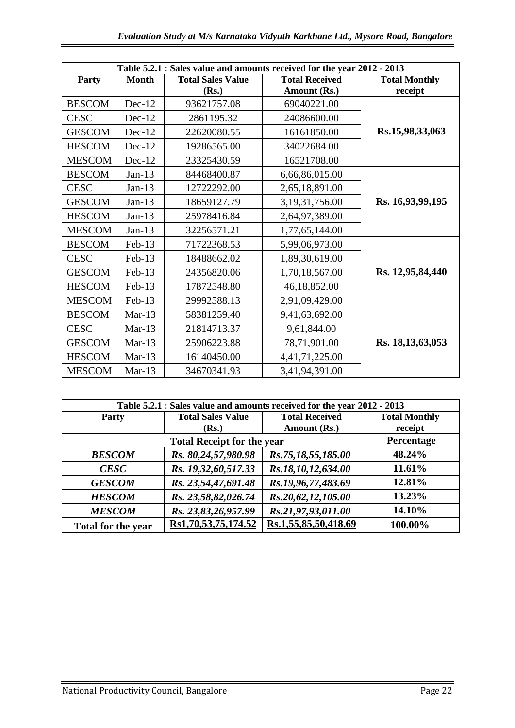| Table 5.2.1 : Sales value and amounts received for the year 2012 - 2013 | | | | |
|---|---|---|---|---|
| **Party** | **Month** | **Total Sales Value (Rs.)** | **Total Received Amount (Rs.)** | **Total Monthly receipt** |
| BESCOM | Dec-12 | 93621757.08 | 69040221.00 | **Rs.15,98,33,063** |
| CESC | Dec-12 | 2861195.32 | 24086600.00 | |
| GESCOM | Dec-12 | 22620080.55 | 16161850.00 | |
| HESCOM | Dec-12 | 19286565.00 | 34022684.00 | |
| MESCOM | Dec-12 | 23325430.59 | 16521708.00 | |
| BESCOM | Jan-13 | 84468400.87 | 6,66,86,015.00 | **Rs. 16,93,99,195** |
| CESC | Jan-13 | 12722292.00 | 2,65,18,891.00 | |
| GESCOM | Jan-13 | 18659127.79 | 3,19,31,756.00 | |
| HESCOM | Jan-13 | 25978416.84 | 2,64,97,389.00 | |
| MESCOM | Jan-13 | 32256571.21 | 1,77,65,144.00 | |
| BESCOM | Feb-13 | 71722368.53 | 5,99,06,973.00 | **Rs. 12,95,84,440** |
| CESC | Feb-13 | 18488662.02 | 1,89,30,619.00 | |
| GESCOM | Feb-13 | 24356820.06 | 1,70,18,567.00 | |
| HESCOM | Feb-13 | 17872548.80 | 46,18,852.00 | |
| MESCOM | Feb-13 | 29992588.13 | 2,91,09,429.00 | |
| BESCOM | Mar-13 | 58381259.40 | 9,41,63,692.00 | **Rs. 18,13,63,053** |
| CESC | Mar-13 | 21814713.37 | 9,61,844.00 | |
| GESCOM | Mar-13 | 25906223.88 | 78,71,901.00 | |
| HESCOM | Mar-13 | 16140450.00 | 4,41,71,225.00 | |
| MESCOM | Mar-13 | 34670341.93 | 3,41,94,391.00 | |

| Table 5.2.1 : Sales value and amounts received for the year 2012 - 2013 | | | |
|---|---|---|---|
| **Party** | **Total Sales Value (Rs.)** | **Total Received Amount (Rs.)** | **Total Monthly receipt** |
| | **Total Receipt for the year** | | **Percentage** |
| ***BESCOM*** | ***Rs. 80,24,57,980.98*** | ***Rs.75,18,55,185.00*** | **48.24%** |
| ***CESC*** | ***Rs. 19,32,60,517.33*** | ***Rs.18,10,12,634.00*** | **11.61%** |
| ***GESCOM*** | ***Rs. 23,54,47,691.48*** | ***Rs.19,96,77,483.69*** | **12.81%** |
| ***HESCOM*** | ***Rs. 23,58,82,026.74*** | ***Rs.20,62,12,105.00*** | **13.23%** |
| ***MESCOM*** | ***Rs. 23,83,26,957.99*** | ***Rs.21,97,93,011.00*** | **14.10%** |
| **Total for the year** | **Rs1,70,53,75,174.52** | **Rs.1,55,85,50,418.69** | **100.00%** |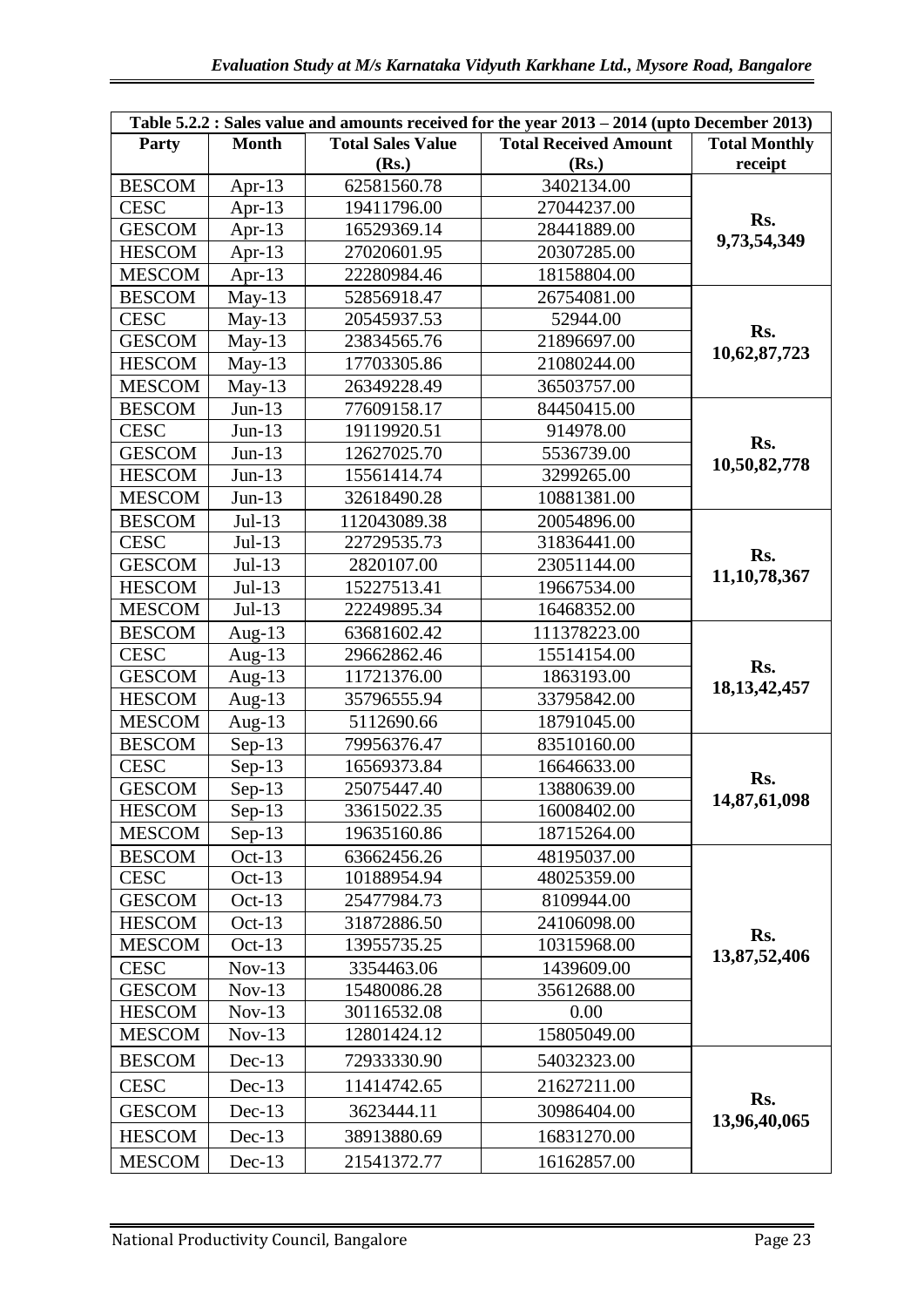| Table 5.2.2 : Sales value and amounts received for the year 2013 – 2014 (upto December 2013) | | | | |
|---|---|---|---|---|
| **Party** | **Month** | **Total Sales Value (Rs.)** | **Total Received Amount (Rs.)** | **Total Monthly receipt** |
| BESCOM | Apr-13 | 62581560.78 | 3402134.00 | **Rs. 9,73,54,349** |
| CESC | Apr-13 | 19411796.00 | 27044237.00 | |
| GESCOM | Apr-13 | 16529369.14 | 28441889.00 | |
| HESCOM | Apr-13 | 27020601.95 | 20307285.00 | |
| MESCOM | Apr-13 | 22280984.46 | 18158804.00 | |
| BESCOM | May-13 | 52856918.47 | 26754081.00 | **Rs. 10,62,87,723** |
| CESC | May-13 | 20545937.53 | 52944.00 | |
| GESCOM | May-13 | 23834565.76 | 21896697.00 | |
| HESCOM | May-13 | 17703305.86 | 21080244.00 | |
| MESCOM | May-13 | 26349228.49 | 36503757.00 | |
| BESCOM | Jun-13 | 77609158.17 | 84450415.00 | **Rs. 10,50,82,778** |
| CESC | Jun-13 | 19119920.51 | 914978.00 | |
| GESCOM | Jun-13 | 12627025.70 | 5536739.00 | |
| HESCOM | Jun-13 | 15561414.74 | 3299265.00 | |
| MESCOM | Jun-13 | 32618490.28 | 10881381.00 | |
| BESCOM | Jul-13 | 112043089.38 | 20054896.00 | **Rs. 11,10,78,367** |
| CESC | Jul-13 | 22729535.73 | 31836441.00 | |
| GESCOM | Jul-13 | 2820107.00 | 23051144.00 | |
| HESCOM | Jul-13 | 15227513.41 | 19667534.00 | |
| MESCOM | Jul-13 | 22249895.34 | 16468352.00 | |
| BESCOM | Aug-13 | 63681602.42 | 111378223.00 | **Rs. 18,13,42,457** |
| CESC | Aug-13 | 29662862.46 | 15514154.00 | |
| GESCOM | Aug-13 | 11721376.00 | 1863193.00 | |
| HESCOM | Aug-13 | 35796555.94 | 33795842.00 | |
| MESCOM | Aug-13 | 5112690.66 | 18791045.00 | |
| BESCOM | Sep-13 | 79956376.47 | 83510160.00 | **Rs. 14,87,61,098** |
| CESC | Sep-13 | 16569373.84 | 16646633.00 | |
| GESCOM | Sep-13 | 25075447.40 | 13880639.00 | |
| HESCOM | Sep-13 | 33615022.35 | 16008402.00 | |
| MESCOM | Sep-13 | 19635160.86 | 18715264.00 | |
| BESCOM | Oct-13 | 63662456.26 | 48195037.00 | **Rs. 13,87,52,406** |
| CESC | Oct-13 | 10188954.94 | 48025359.00 | |
| GESCOM | Oct-13 | 25477984.73 | 8109944.00 | |
| HESCOM | Oct-13 | 31872886.50 | 24106098.00 | |
| MESCOM | Oct-13 | 13955735.25 | 10315968.00 | |
| CESC | Nov-13 | 3354463.06 | 1439609.00 | |
| GESCOM | Nov-13 | 15480086.28 | 35612688.00 | |
| HESCOM | Nov-13 | 30116532.08 | 0.00 | |
| MESCOM | Nov-13 | 12801424.12 | 15805049.00 | |
| BESCOM | Dec-13 | 72933330.90 | 54032323.00 | **Rs. 13,96,40,065** |
| CESC | Dec-13 | 11414742.65 | 21627211.00 | |
| GESCOM | Dec-13 | 3623444.11 | 30986404.00 | |
| HESCOM | Dec-13 | 38913880.69 | 16831270.00 | |
| MESCOM | Dec-13 | 21541372.77 | 16162857.00 | |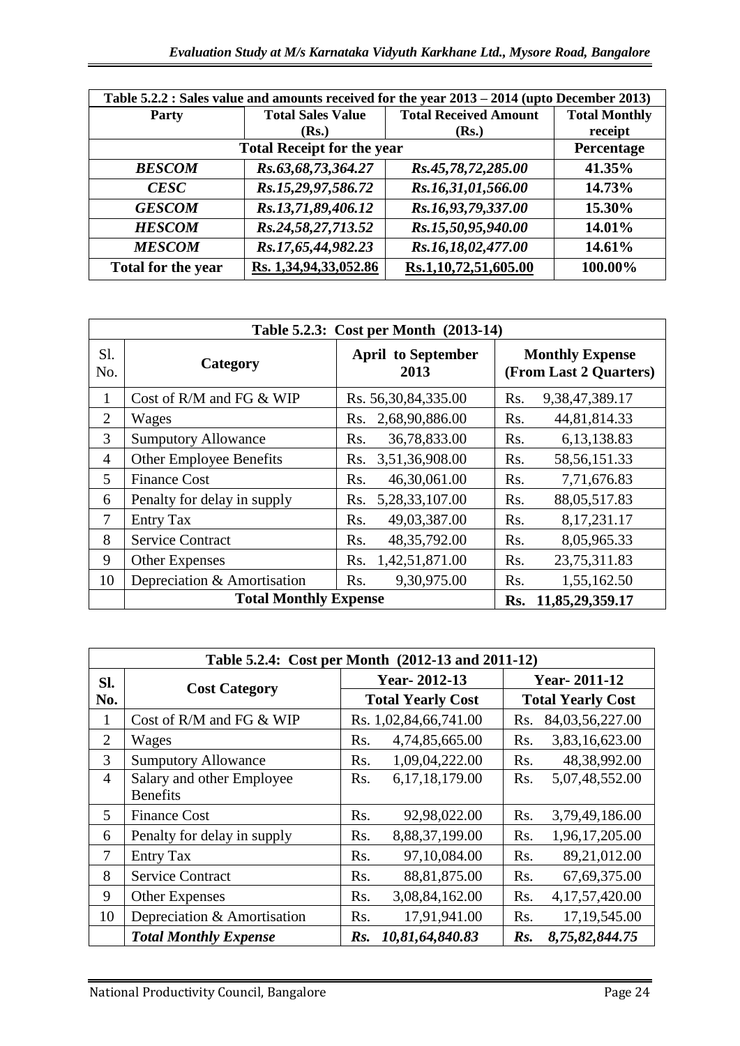| Table 5.2.2 : Sales value and amounts received for the year 2013 – 2014 (upto December 2013) | | | |
|---|---|---|---|
| Party | Total Sales Value (Rs.) | Total Received Amount (Rs.) | Total Monthly receipt |
| Total Receipt for the year | | | Percentage |
| *BESCOM* | *Rs.63,68,73,364.27* | *Rs.45,78,72,285.00* | 41.35% |
| *CESC* | *Rs.15,29,97,586.72* | *Rs.16,31,01,566.00* | 14.73% |
| *GESCOM* | *Rs.13,71,89,406.12* | *Rs.16,93,79,337.00* | 15.30% |
| *HESCOM* | *Rs.24,58,27,713.52* | *Rs.15,50,95,940.00* | 14.01% |
| *MESCOM* | *Rs.17,65,44,982.23* | *Rs.16,18,02,477.00* | 14.61% |
| **Total for the year** | **Rs. 1,34,94,33,052.86** | **Rs.1,10,72,51,605.00** | **100.00%** |

| Table 5.2.3: Cost per Month (2013-14) | | | |
|---|---|---|---|
| Sl. No. | Category | April to September 2013 | Monthly Expense (From Last 2 Quarters) |
| 1 | Cost of R/M and FG & WIP | Rs. 56,30,84,335.00 | Rs. 9,38,47,389.17 |
| 2 | Wages | Rs. 2,68,90,886.00 | Rs. 44,81,814.33 |
| 3 | Sumptuory Allowance | Rs. 36,78,833.00 | Rs. 6,13,138.83 |
| 4 | Other Employee Benefits | Rs. 3,51,36,908.00 | Rs. 58,56,151.33 |
| 5 | Finance Cost | Rs. 46,30,061.00 | Rs. 7,71,676.83 |
| 6 | Penalty for delay in supply | Rs. 5,28,33,107.00 | Rs. 88,05,517.83 |
| 7 | Entry Tax | Rs. 49,03,387.00 | Rs. 8,17,231.17 |
| 8 | Service Contract | Rs. 48,35,792.00 | Rs. 8,05,965.33 |
| 9 | Other Expenses | Rs. 1,42,51,871.00 | Rs. 23,75,311.83 |
| 10 | Depreciation & Amortisation | Rs. 9,30,975.00 | Rs. 1,55,162.50 |
| | **Total Monthly Expense** | | **Rs. 11,85,29,359.17** |

| Table 5.2.4: Cost per Month (2012-13 and 2011-12) | | | |
|---|---|---|---|
| Sl. No. | Cost Category | Year- 2012-13 | Year- 2011-12 |
| | | Total Yearly Cost | Total Yearly Cost |
| 1 | Cost of R/M and FG & WIP | Rs. 1,02,84,66,741.00 | Rs. 84,03,56,227.00 |
| 2 | Wages | Rs. 4,74,85,665.00 | Rs. 3,83,16,623.00 |
| 3 | Sumptuory Allowance | Rs. 1,09,04,222.00 | Rs. 48,38,992.00 |
| 4 | Salary and other Employee Benefits | Rs. 6,17,18,179.00 | Rs. 5,07,48,552.00 |
| 5 | Finance Cost | Rs. 92,98,022.00 | Rs. 3,79,49,186.00 |
| 6 | Penalty for delay in supply | Rs. 8,88,37,199.00 | Rs. 1,96,17,205.00 |
| 7 | Entry Tax | Rs. 97,10,084.00 | Rs. 89,21,012.00 |
| 8 | Service Contract | Rs. 88,81,875.00 | Rs. 67,69,375.00 |
| 9 | Other Expenses | Rs. 3,08,84,162.00 | Rs. 4,17,57,420.00 |
| 10 | Depreciation & Amortisation | Rs. 17,91,941.00 | Rs. 17,19,545.00 |
| | ***Total Monthly Expense*** | ***Rs. 10,81,64,840.83*** | ***Rs. 8,75,82,844.75*** |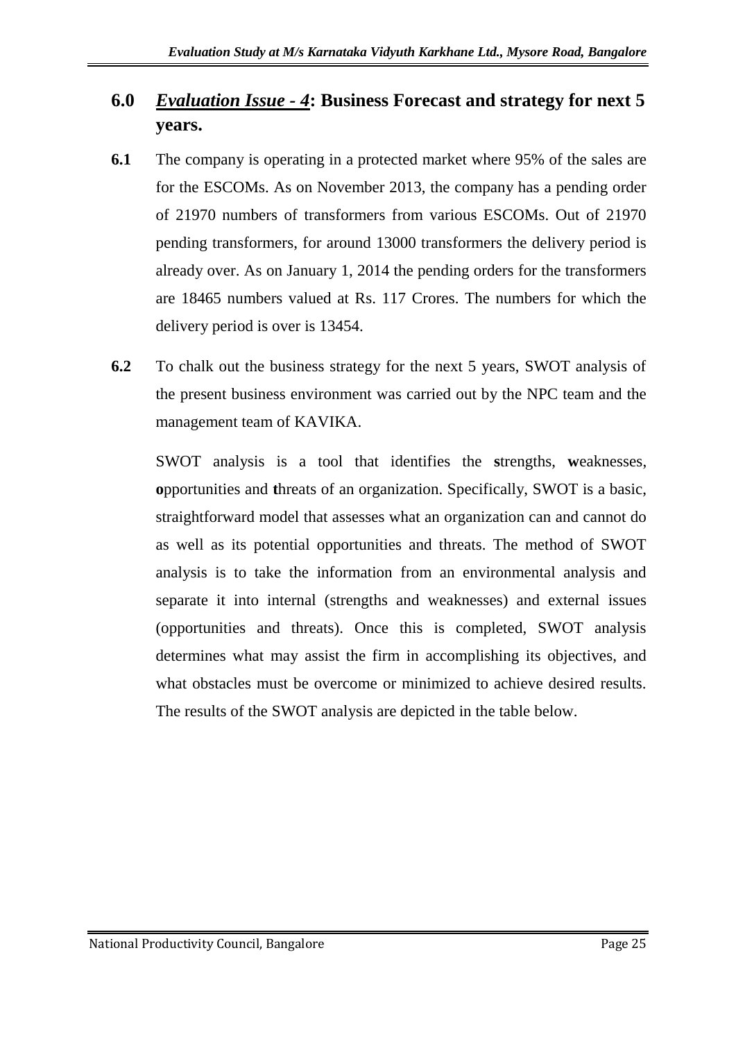## 6.0 *Evaluation Issue - 4*: Business Forecast and strategy for next 5 years.

**6.1** The company is operating in a protected market where 95% of the sales are for the ESCOMs. As on November 2013, the company has a pending order of 21970 numbers of transformers from various ESCOMs. Out of 21970 pending transformers, for around 13000 transformers the delivery period is already over. As on January 1, 2014 the pending orders for the transformers are 18465 numbers valued at Rs. 117 Crores. The numbers for which the delivery period is over is 13454.

**6.2** To chalk out the business strategy for the next 5 years, SWOT analysis of the present business environment was carried out by the NPC team and the management team of KAVIKA.

SWOT analysis is a tool that identifies the **s**trengths, **w**eaknesses, **o**pportunities and **t**hreats of an organization. Specifically, SWOT is a basic, straightforward model that assesses what an organization can and cannot do as well as its potential opportunities and threats. The method of SWOT analysis is to take the information from an environmental analysis and separate it into internal (strengths and weaknesses) and external issues (opportunities and threats). Once this is completed, SWOT analysis determines what may assist the firm in accomplishing its objectives, and what obstacles must be overcome or minimized to achieve desired results. The results of the SWOT analysis are depicted in the table below.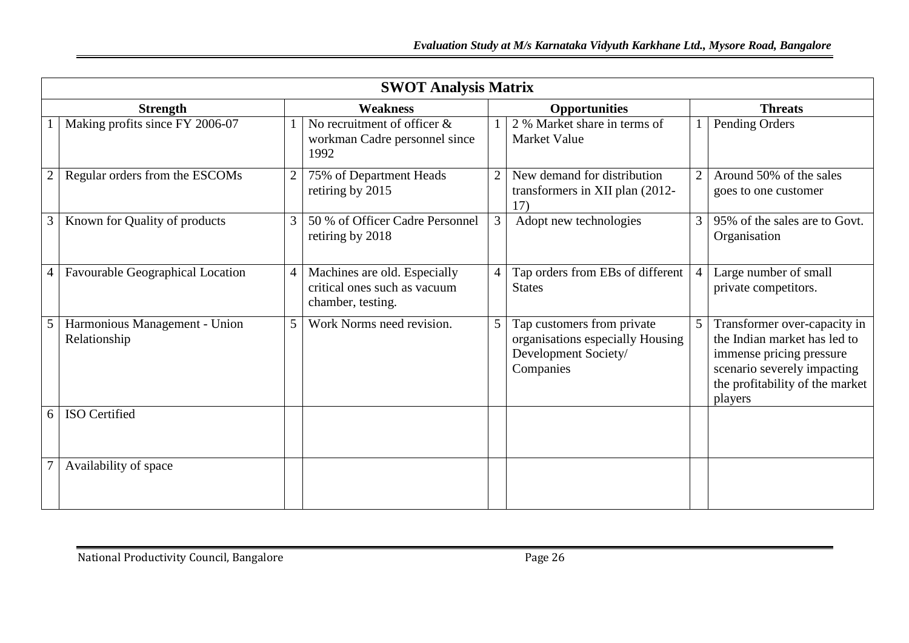| SWOT Analysis Matrix | | | | | | | |
|---|---|---|---|---|---|---|---|
| **Strength** | | **Weakness** | | **Opportunities** | | **Threats** | |
| 1 | Making profits since FY 2006-07 | 1 | No recruitment of officer & workman Cadre personnel since 1992 | 1 | 2 % Market share in terms of Market Value | 1 | Pending Orders |
| 2 | Regular orders from the ESCOMs | 2 | 75% of Department Heads retiring by 2015 | 2 | New demand for distribution transformers in XII plan (2012-17) | 2 | Around 50% of the sales goes to one customer |
| 3 | Known for Quality of products | 3 | 50 % of Officer Cadre Personnel retiring by 2018 | 3 | Adopt new technologies | 3 | 95% of the sales are to Govt. Organisation |
| 4 | Favourable Geographical Location | 4 | Machines are old. Especially critical ones such as vacuum chamber, testing. | 4 | Tap orders from EBs of different States | 4 | Large number of small private competitors. |
| 5 | Harmonious Management - Union Relationship | 5 | Work Norms need revision. | 5 | Tap customers from private organisations especially Housing Development Society/ Companies | 5 | Transformer over-capacity in the Indian market has led to immense pricing pressure scenario severely impacting the profitability of the market players |
| 6 | ISO Certified | | | | | | |
| 7 | Availability of space | | | | | | |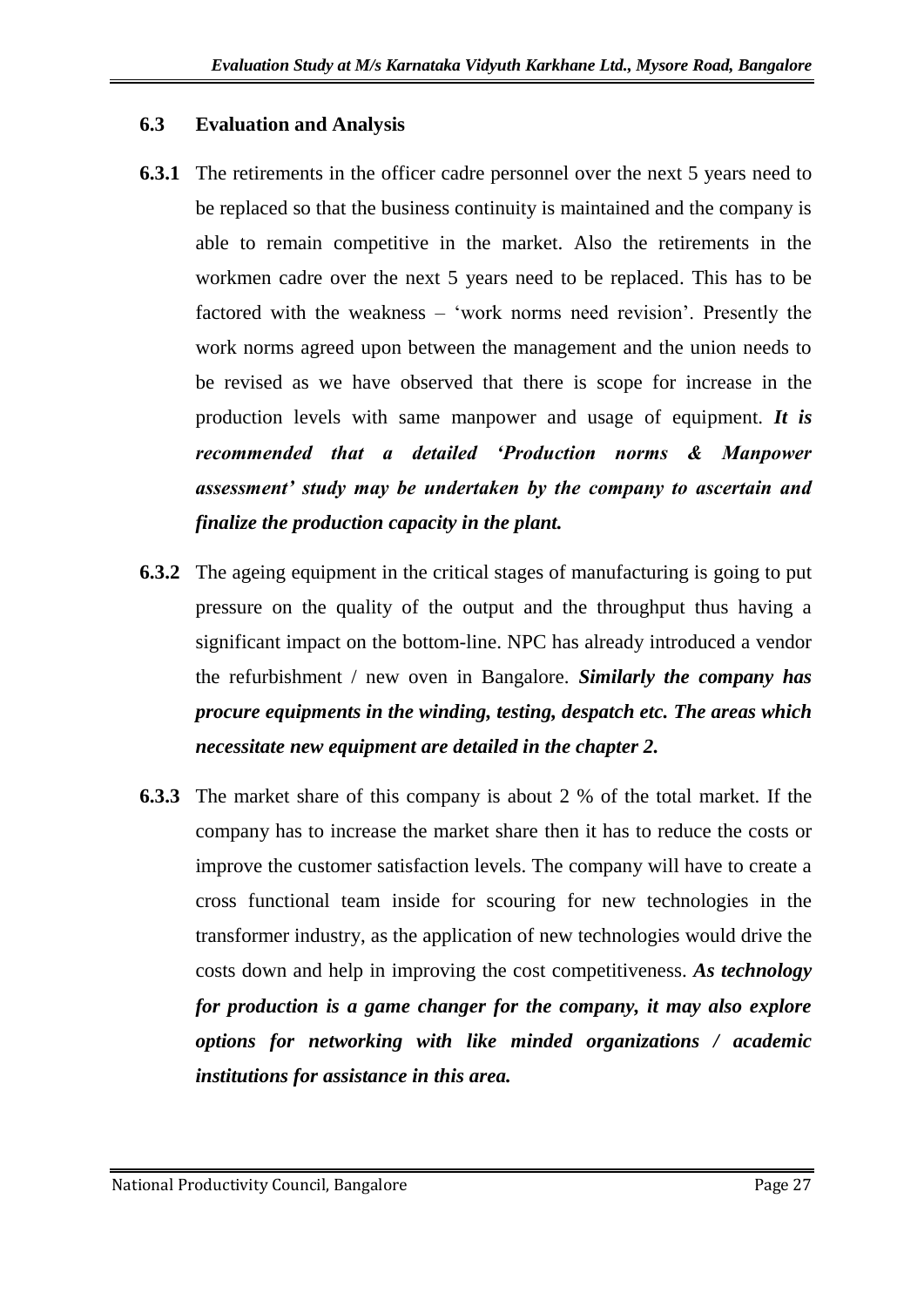### 6.3 Evaluation and Analysis

**6.3.1** The retirements in the officer cadre personnel over the next 5 years need to be replaced so that the business continuity is maintained and the company is able to remain competitive in the market. Also the retirements in the workmen cadre over the next 5 years need to be replaced. This has to be factored with the weakness – 'work norms need revision'. Presently the work norms agreed upon between the management and the union needs to be revised as we have observed that there is scope for increase in the production levels with same manpower and usage of equipment. ***It is recommended that a detailed 'Production norms & Manpower assessment' study may be undertaken by the company to ascertain and finalize the production capacity in the plant.***

**6.3.2** The ageing equipment in the critical stages of manufacturing is going to put pressure on the quality of the output and the throughput thus having a significant impact on the bottom-line. NPC has already introduced a vendor the refurbishment / new oven in Bangalore. ***Similarly the company has procure equipments in the winding, testing, despatch etc. The areas which necessitate new equipment are detailed in the chapter 2.***

**6.3.3** The market share of this company is about 2 % of the total market. If the company has to increase the market share then it has to reduce the costs or improve the customer satisfaction levels. The company will have to create a cross functional team inside for scouring for new technologies in the transformer industry, as the application of new technologies would drive the costs down and help in improving the cost competitiveness. ***As technology for production is a game changer for the company, it may also explore options for networking with like minded organizations / academic institutions for assistance in this area.***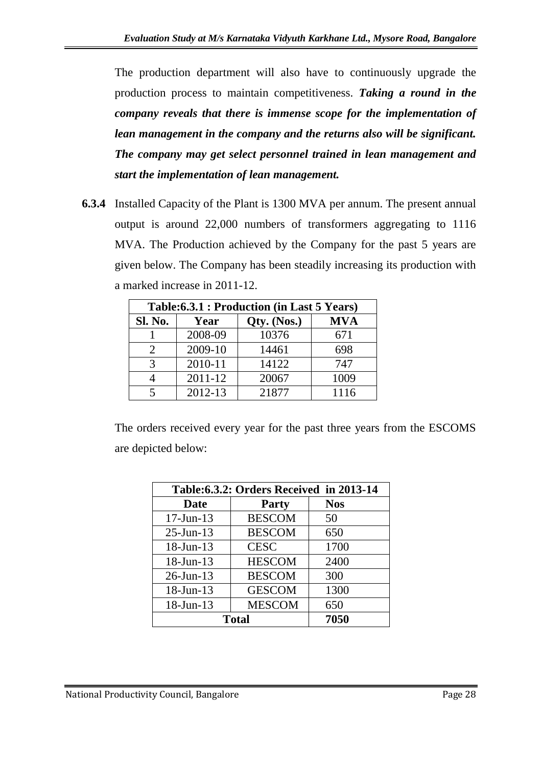The production department will also have to continuously upgrade the production process to maintain competitiveness. ***Taking a round in the company reveals that there is immense scope for the implementation of lean management in the company and the returns also will be significant. The company may get select personnel trained in lean management and start the implementation of lean management.***

**6.3.4** Installed Capacity of the Plant is 1300 MVA per annum. The present annual output is around 22,000 numbers of transformers aggregating to 1116 MVA. The Production achieved by the Company for the past 5 years are given below. The Company has been steadily increasing its production with a marked increase in 2011-12.

| **Table:6.3.1 : Production (in Last 5 Years)** | | | |
|---|---|---|---|
| **Sl. No.** | **Year** | **Qty. (Nos.)** | **MVA** |
| 1 | 2008-09 | 10376 | 671 |
| 2 | 2009-10 | 14461 | 698 |
| 3 | 2010-11 | 14122 | 747 |
| 4 | 2011-12 | 20067 | 1009 |
| 5 | 2012-13 | 21877 | 1116 |

The orders received every year for the past three years from the ESCOMS are depicted below:

| **Table:6.3.2: Orders Received in 2013-14** | | |
|---|---|---|
| **Date** | **Party** | **Nos** |
| 17-Jun-13 | BESCOM | 50 |
| 25-Jun-13 | BESCOM | 650 |
| 18-Jun-13 | CESC | 1700 |
| 18-Jun-13 | HESCOM | 2400 |
| 26-Jun-13 | BESCOM | 300 |
| 18-Jun-13 | GESCOM | 1300 |
| 18-Jun-13 | MESCOM | 650 |
| **Total** | | **7050** |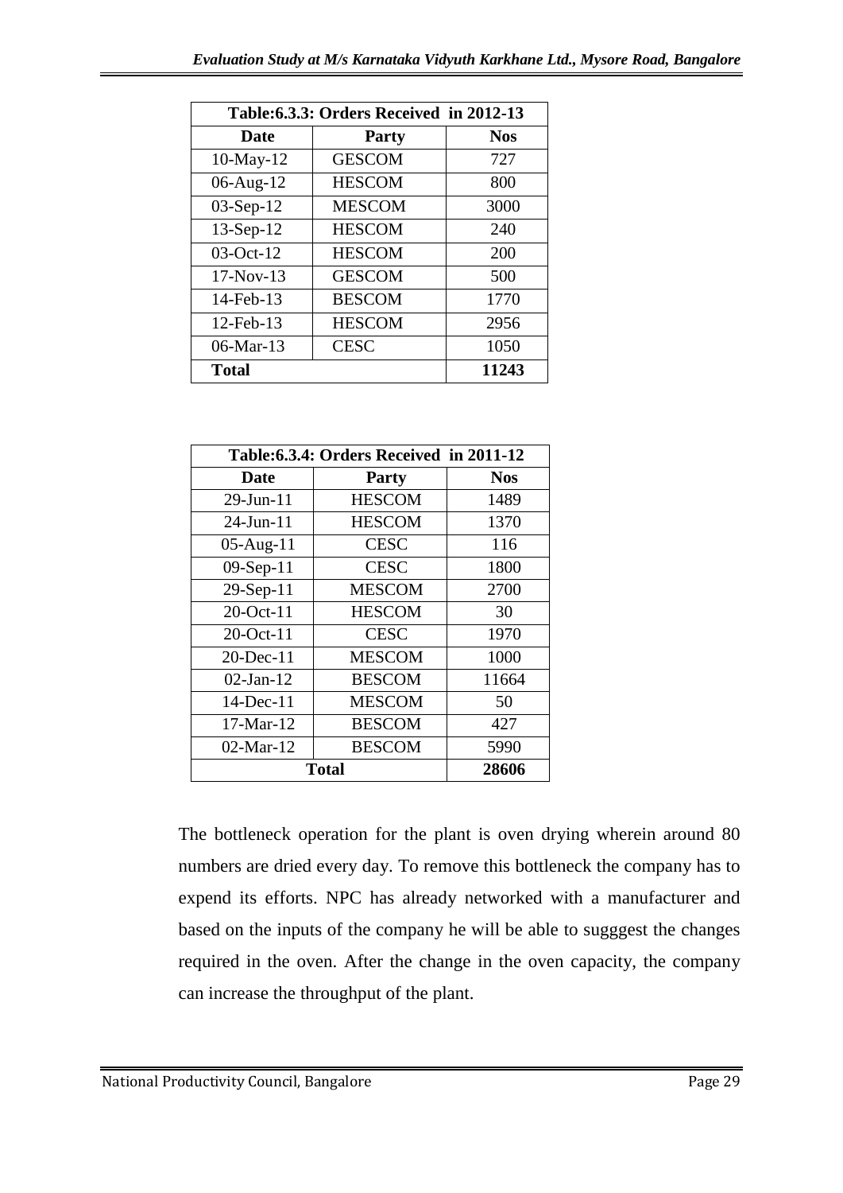| Table:6.3.3: Orders Received in 2012-13 | | |
|---|---|---|
| **Date** | **Party** | **Nos** |
| 10-May-12 | GESCOM | 727 |
| 06-Aug-12 | HESCOM | 800 |
| 03-Sep-12 | MESCOM | 3000 |
| 13-Sep-12 | HESCOM | 240 |
| 03-Oct-12 | HESCOM | 200 |
| 17-Nov-13 | GESCOM | 500 |
| 14-Feb-13 | BESCOM | 1770 |
| 12-Feb-13 | HESCOM | 2956 |
| 06-Mar-13 | CESC | 1050 |
| **Total** | | **11243** |

| Table:6.3.4: Orders Received in 2011-12 | | |
|---|---|---|
| **Date** | **Party** | **Nos** |
| 29-Jun-11 | HESCOM | 1489 |
| 24-Jun-11 | HESCOM | 1370 |
| 05-Aug-11 | CESC | 116 |
| 09-Sep-11 | CESC | 1800 |
| 29-Sep-11 | MESCOM | 2700 |
| 20-Oct-11 | HESCOM | 30 |
| 20-Oct-11 | CESC | 1970 |
| 20-Dec-11 | MESCOM | 1000 |
| 02-Jan-12 | BESCOM | 11664 |
| 14-Dec-11 | MESCOM | 50 |
| 17-Mar-12 | BESCOM | 427 |
| 02-Mar-12 | BESCOM | 5990 |
| **Total** | | **28606** |

The bottleneck operation for the plant is oven drying wherein around 80 numbers are dried every day. To remove this bottleneck the company has to expend its efforts. NPC has already networked with a manufacturer and based on the inputs of the company he will be able to sugggest the changes required in the oven. After the change in the oven capacity, the company can increase the throughput of the plant.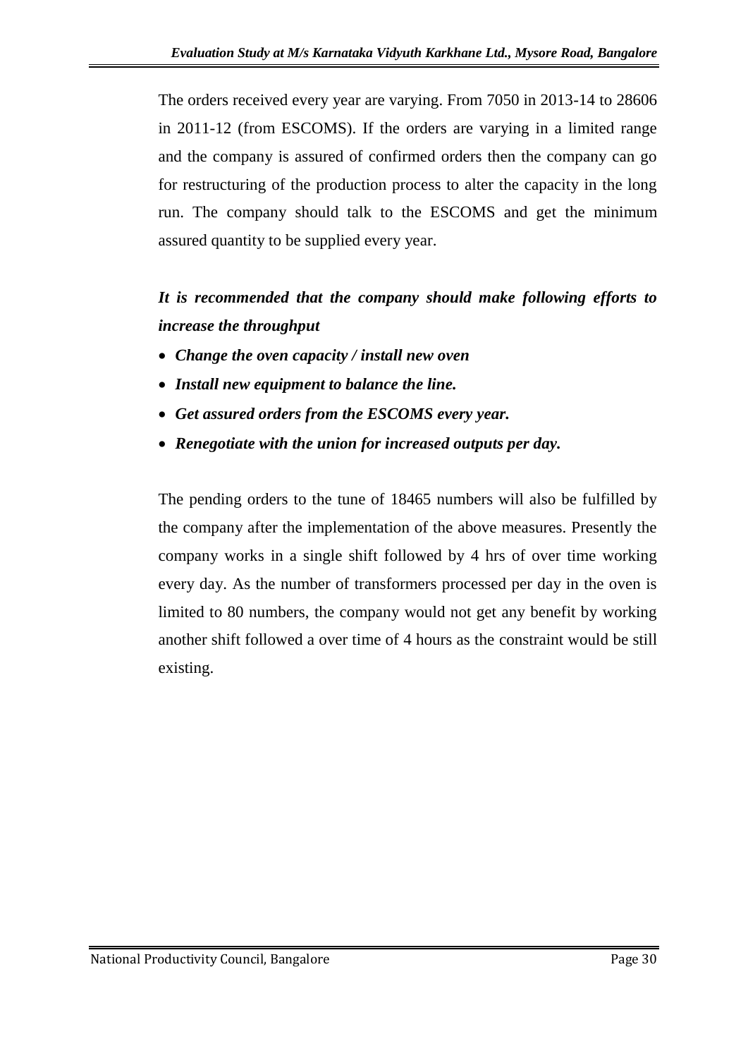The orders received every year are varying. From 7050 in 2013-14 to 28606 in 2011-12 (from ESCOMS). If the orders are varying in a limited range and the company is assured of confirmed orders then the company can go for restructuring of the production process to alter the capacity in the long run. The company should talk to the ESCOMS and get the minimum assured quantity to be supplied every year.

***It is recommended that the company should make following efforts to increase the throughput***

- ***Change the oven capacity / install new oven***
- ***Install new equipment to balance the line.***
- ***Get assured orders from the ESCOMS every year.***
- ***Renegotiate with the union for increased outputs per day.***

The pending orders to the tune of 18465 numbers will also be fulfilled by the company after the implementation of the above measures. Presently the company works in a single shift followed by 4 hrs of over time working every day. As the number of transformers processed per day in the oven is limited to 80 numbers, the company would not get any benefit by working another shift followed a over time of 4 hours as the constraint would be still existing.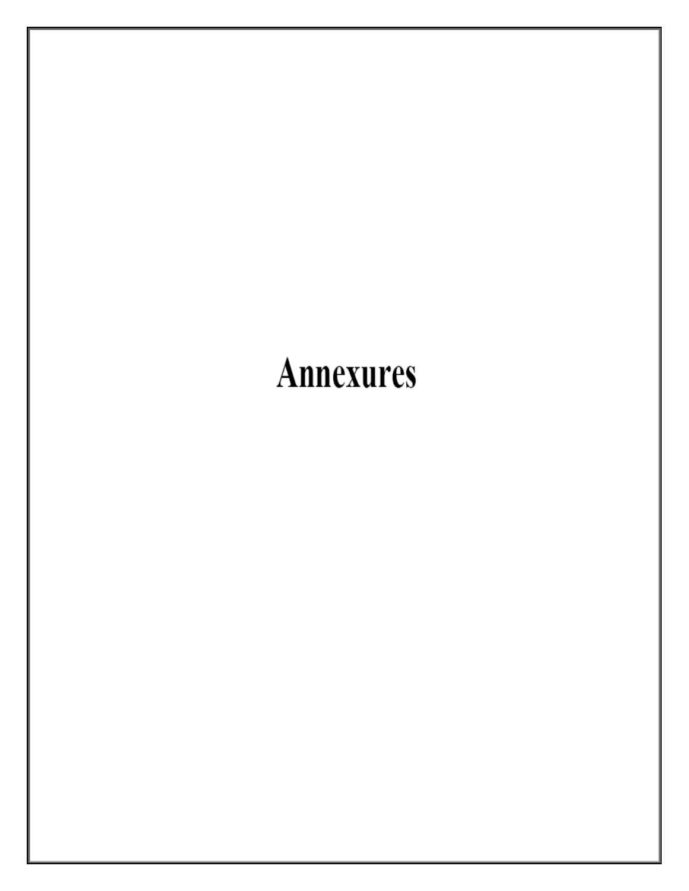# Annexures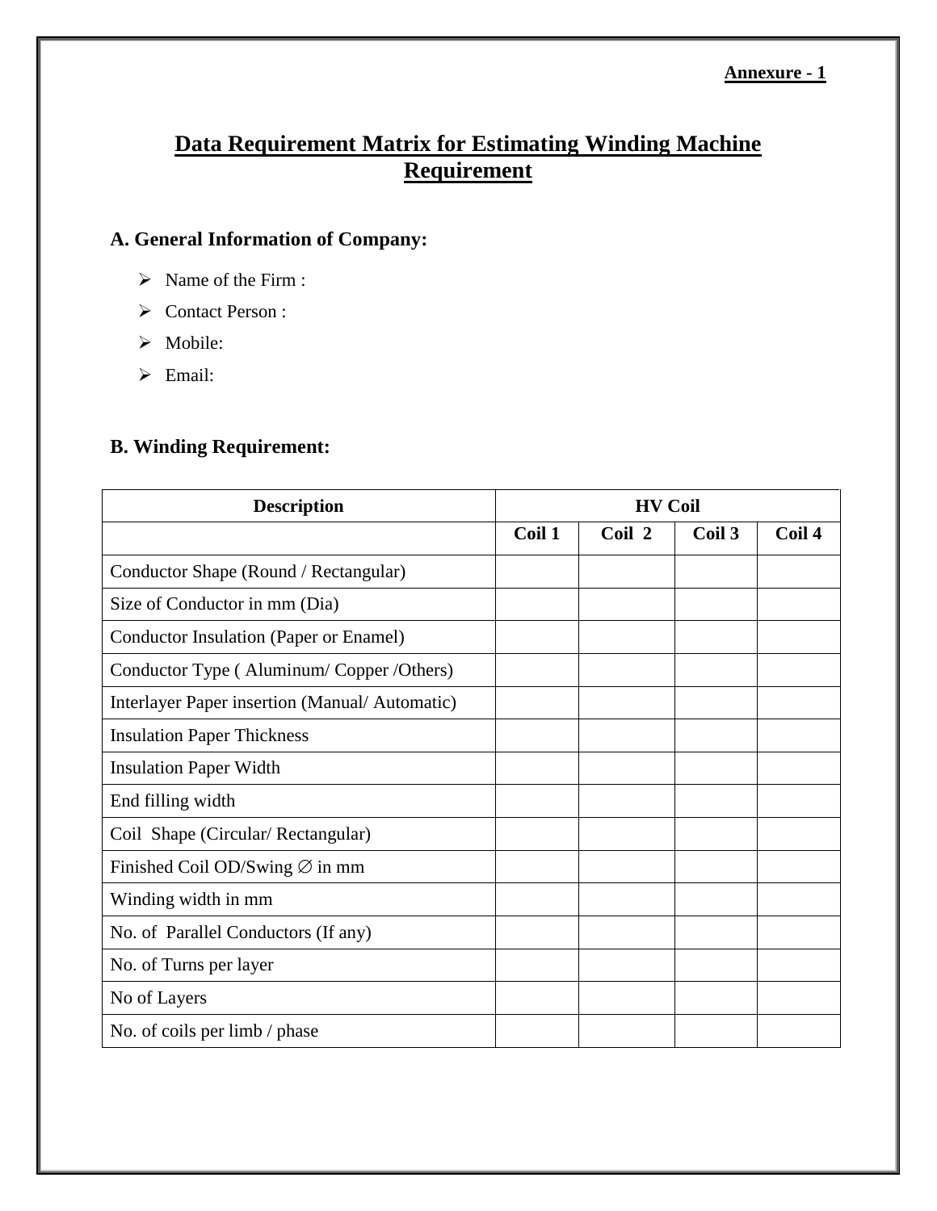**Annexure - 1**

# Data Requirement Matrix for Estimating Winding Machine Requirement

## A. General Information of Company:

- Name of the Firm :
- Contact Person :
- Mobile:
- Email:

## B. Winding Requirement:

| Description | HV Coil | | | |
|---|---|---|---|---|
| | Coil 1 | Coil 2 | Coil 3 | Coil 4 |
| Conductor Shape (Round / Rectangular) | | | | |
| Size of Conductor in mm (Dia) | | | | |
| Conductor Insulation (Paper or Enamel) | | | | |
| Conductor Type ( Aluminum/ Copper /Others) | | | | |
| Interlayer Paper insertion (Manual/ Automatic) | | | | |
| Insulation Paper Thickness | | | | |
| Insulation Paper Width | | | | |
| End filling width | | | | |
| Coil Shape (Circular/ Rectangular) | | | | |
| Finished Coil OD/Swing ∅ in mm | | | | |
| Winding width in mm | | | | |
| No. of Parallel Conductors (If any) | | | | |
| No. of Turns per layer | | | | |
| No of Layers | | | | |
| No. of coils per limb / phase | | | | |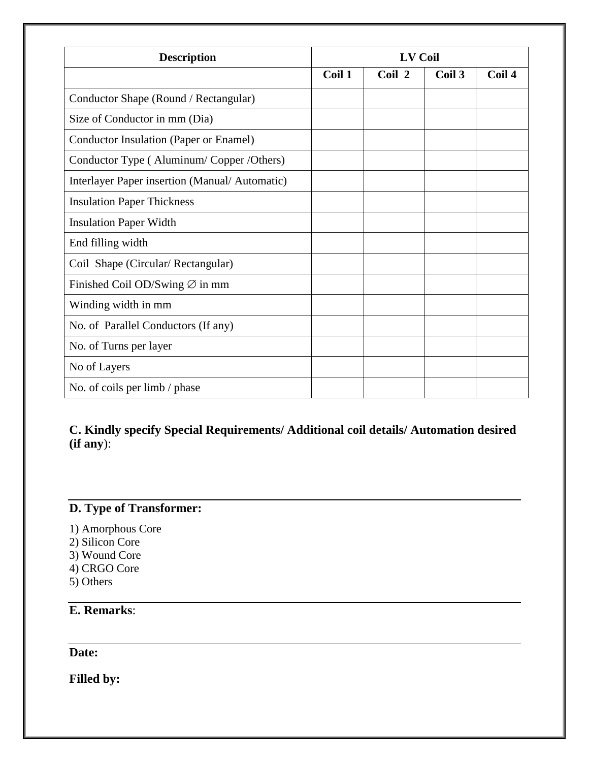| Description | LV Coil | | | |
|---|---|---|---|---|
| | Coil 1 | Coil 2 | Coil 3 | Coil 4 |
| Conductor Shape (Round / Rectangular) | | | | |
| Size of Conductor in mm (Dia) | | | | |
| Conductor Insulation (Paper or Enamel) | | | | |
| Conductor Type ( Aluminum/ Copper /Others) | | | | |
| Interlayer Paper insertion (Manual/ Automatic) | | | | |
| Insulation Paper Thickness | | | | |
| Insulation Paper Width | | | | |
| End filling width | | | | |
| Coil Shape (Circular/ Rectangular) | | | | |
| Finished Coil OD/Swing ∅ in mm | | | | |
| Winding width in mm | | | | |
| No. of Parallel Conductors (If any) | | | | |
| No. of Turns per layer | | | | |
| No of Layers | | | | |
| No. of coils per limb / phase | | | | |

**C. Kindly specify Special Requirements/ Additional coil details/ Automation desired (if any)**:

## D. Type of Transformer:

1) Amorphous Core
2) Silicon Core
3) Wound Core
4) CRGO Core
5) Others

**E. Remarks**:

**Date:**

**Filled by:**